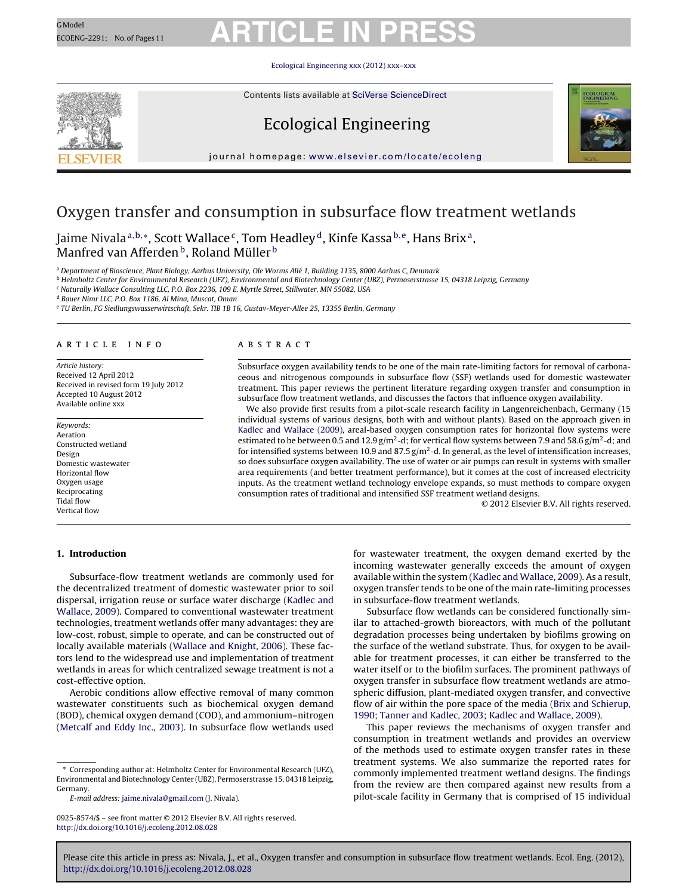# Oxygen transfer and consumption in subsurface flow treatment wetlands

Jaime Nivala[a,b,*], Scott Wallace[c], Tom Headley[d], Kinfe Kassa[b,e], Hans Brix[a], Manfred van Afferden[b], Roland Müller[b]

[a] Department of Bioscience, Plant Biology, Aarhus University, Ole Worms Allé 1, Building 1135, 8000 Aarhus C, Denmark
[b] Helmholtz Center for Environmental Research (UFZ), Environmental and Biotechnology Center (UBZ), Permoserstrasse 15, 04318 Leipzig, Germany
[c] Naturally Wallace Consulting LLC, P.O. Box 2236, 109 E. Myrtle Street, Stillwater, MN 55082, USA
[d] Bauer Nimr LLC, P.O. Box 1186, Al Mina, Muscat, Oman
[e] TU Berlin, FG Siedlungswasserwirtschaft, Sekr. TIB 1B 16, Gustav-Meyer-Allee 25, 13355 Berlin, Germany

## ARTICLE INFO

*Article history:*
Received 12 April 2012
Received in revised form 19 July 2012
Accepted 10 August 2012
Available online xxx

*Keywords:*
Aeration
Constructed wetland
Design
Domestic wastewater
Horizontal flow
Oxygen usage
Reciprocating
Tidal flow
Vertical flow

## ABSTRACT

Subsurface oxygen availability tends to be one of the main rate-limiting factors for removal of carbonaceous and nitrogenous compounds in subsurface flow (SSF) wetlands used for domestic wastewater treatment. This paper reviews the pertinent literature regarding oxygen transfer and consumption in subsurface flow treatment wetlands, and discusses the factors that influence oxygen availability.

We also provide first results from a pilot-scale research facility in Langenreichenbach, Germany (15 individual systems of various designs, both with and without plants). Based on the approach given in Kadlec and Wallace (2009), areal-based oxygen consumption rates for horizontal flow systems were estimated to be between 0.5 and 12.9 g/m$^2$-d; for vertical flow systems between 7.9 and 58.6 g/m$^2$-d; and for intensified systems between 10.9 and 87.5 g/m$^2$-d. In general, as the level of intensification increases, so does subsurface oxygen availability. The use of water or air pumps can result in systems with smaller area requirements (and better treatment performance), but it comes at the cost of increased electricity inputs. As the treatment wetland technology envelope expands, so must methods to compare oxygen consumption rates of traditional and intensified SSF treatment wetland designs.

© 2012 Elsevier B.V. All rights reserved.

## 1. Introduction

Subsurface-flow treatment wetlands are commonly used for the decentralized treatment of domestic wastewater prior to soil dispersal, irrigation reuse or surface water discharge (Kadlec and Wallace, 2009). Compared to conventional wastewater treatment technologies, treatment wetlands offer many advantages: they are low-cost, robust, simple to operate, and can be constructed out of locally available materials (Wallace and Knight, 2006). These factors lend to the widespread use and implementation of treatment wetlands in areas for which centralized sewage treatment is not a cost-effective option.

Aerobic conditions allow effective removal of many common wastewater constituents such as biochemical oxygen demand (BOD), chemical oxygen demand (COD), and ammonium–nitrogen (Metcalf and Eddy Inc., 2003). In subsurface flow wetlands used for wastewater treatment, the oxygen demand exerted by the incoming wastewater generally exceeds the amount of oxygen available within the system (Kadlec and Wallace, 2009). As a result, oxygen transfer tends to be one of the main rate-limiting processes in subsurface-flow treatment wetlands.

Subsurface flow wetlands can be considered functionally similar to attached-growth bioreactors, with much of the pollutant degradation processes being undertaken by biofilms growing on the surface of the wetland substrate. Thus, for oxygen to be available for treatment processes, it can either be transferred to the water itself or to the biofilm surfaces. The prominent pathways of oxygen transfer in subsurface flow treatment wetlands are atmospheric diffusion, plant-mediated oxygen transfer, and convective flow of air within the pore space of the media (Brix and Schierup, 1990; Tanner and Kadlec, 2003; Kadlec and Wallace, 2009).

This paper reviews the mechanisms of oxygen transfer and consumption in treatment wetlands and provides an overview of the methods used to estimate oxygen transfer rates in these treatment systems. We also summarize the reported rates for commonly implemented treatment wetland designs. The findings from the review are then compared against new results from a pilot-scale facility in Germany that is comprised of 15 individual

\* Corresponding author at: Helmholtz Center for Environmental Research (UFZ), Environmental and Biotechnology Center (UBZ), Permoserstrasse 15, 04318 Leipzig, Germany.
*E-mail address:* jaime.nivala@gmail.com (J. Nivala).

0925-8574/$ – see front matter © 2012 Elsevier B.V. All rights reserved.
http://dx.doi.org/10.1016/j.ecoleng.2012.08.028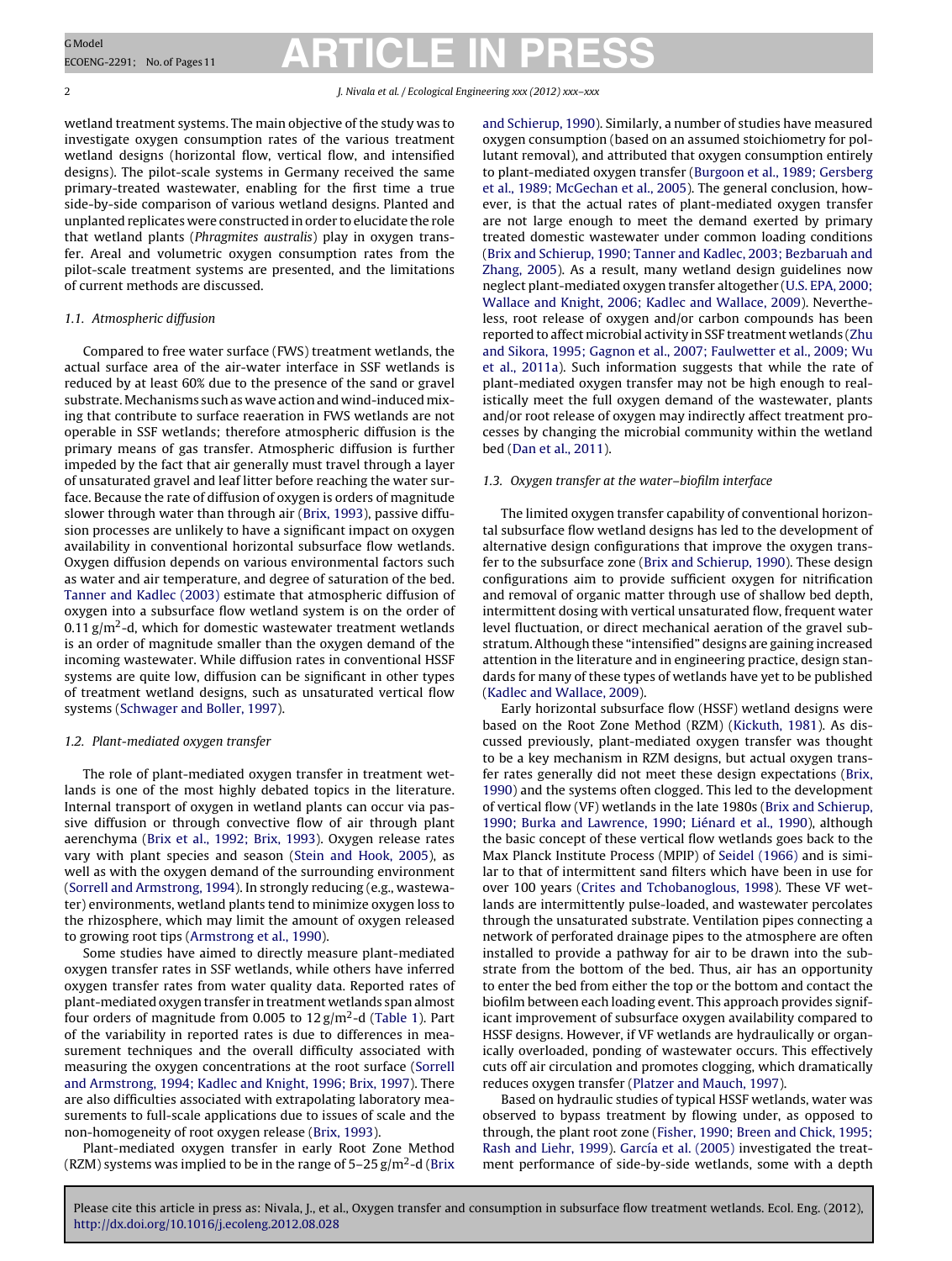wetland treatment systems. The main objective of the study was to investigate oxygen consumption rates of the various treatment wetland designs (horizontal flow, vertical flow, and intensified designs). The pilot-scale systems in Germany received the same primary-treated wastewater, enabling for the first time a true side-by-side comparison of various wetland designs. Planted and unplanted replicates were constructed in order to elucidate the role that wetland plants (*Phragmites australis*) play in oxygen transfer. Areal and volumetric oxygen consumption rates from the pilot-scale treatment systems are presented, and the limitations of current methods are discussed.

### 1.1. Atmospheric diffusion

Compared to free water surface (FWS) treatment wetlands, the actual surface area of the air-water interface in SSF wetlands is reduced by at least 60% due to the presence of the sand or gravel substrate. Mechanisms such as wave action and wind-induced mixing that contribute to surface reaeration in FWS wetlands are not operable in SSF wetlands; therefore atmospheric diffusion is the primary means of gas transfer. Atmospheric diffusion is further impeded by the fact that air generally must travel through a layer of unsaturated gravel and leaf litter before reaching the water surface. Because the rate of diffusion of oxygen is orders of magnitude slower through water than through air (Brix, 1993), passive diffusion processes are unlikely to have a significant impact on oxygen availability in conventional horizontal subsurface flow wetlands. Oxygen diffusion depends on various environmental factors such as water and air temperature, and degree of saturation of the bed. Tanner and Kadlec (2003) estimate that atmospheric diffusion of oxygen into a subsurface flow wetland system is on the order of $0.11\,g/m^2$-d, which for domestic wastewater treatment wetlands is an order of magnitude smaller than the oxygen demand of the incoming wastewater. While diffusion rates in conventional HSSF systems are quite low, diffusion can be significant in other types of treatment wetland designs, such as unsaturated vertical flow systems (Schwager and Boller, 1997).

### 1.2. Plant-mediated oxygen transfer

The role of plant-mediated oxygen transfer in treatment wetlands is one of the most highly debated topics in the literature. Internal transport of oxygen in wetland plants can occur via passive diffusion or through convective flow of air through plant aerenchyma (Brix et al., 1992; Brix, 1993). Oxygen release rates vary with plant species and season (Stein and Hook, 2005), as well as with the oxygen demand of the surrounding environment (Sorrell and Armstrong, 1994). In strongly reducing (e.g., wastewater) environments, wetland plants tend to minimize oxygen loss to the rhizosphere, which may limit the amount of oxygen released to growing root tips (Armstrong et al., 1990).

Some studies have aimed to directly measure plant-mediated oxygen transfer rates in SSF wetlands, while others have inferred oxygen transfer rates from water quality data. Reported rates of plant-mediated oxygen transfer in treatment wetlands span almost four orders of magnitude from 0.005 to $12\,g/m^2$-d (Table 1). Part of the variability in reported rates is due to differences in measurement techniques and the overall difficulty associated with measuring the oxygen concentrations at the root surface (Sorrell and Armstrong, 1994; Kadlec and Knight, 1996; Brix, 1997). There are also difficulties associated with extrapolating laboratory measurements to full-scale applications due to issues of scale and the non-homogeneity of root oxygen release (Brix, 1993).

Plant-mediated oxygen transfer in early Root Zone Method (RZM) systems was implied to be in the range of 5–25 $g/m^2$-d (Brix and Schierup, 1990). Similarly, a number of studies have measured oxygen consumption (based on an assumed stoichiometry for pollutant removal), and attributed that oxygen consumption entirely to plant-mediated oxygen transfer (Burgoon et al., 1989; Gersberg et al., 1989; McGechan et al., 2005). The general conclusion, however, is that the actual rates of plant-mediated oxygen transfer are not large enough to meet the demand exerted by primary treated domestic wastewater under common loading conditions (Brix and Schierup, 1990; Tanner and Kadlec, 2003; Bezbaruah and Zhang, 2005). As a result, many wetland design guidelines now neglect plant-mediated oxygen transfer altogether (U.S. EPA, 2000; Wallace and Knight, 2006; Kadlec and Wallace, 2009). Nevertheless, root release of oxygen and/or carbon compounds has been reported to affect microbial activity in SSF treatment wetlands (Zhu and Sikora, 1995; Gagnon et al., 2007; Faulwetter et al., 2009; Wu et al., 2011a). Such information suggests that while the rate of plant-mediated oxygen transfer may not be high enough to realistically meet the full oxygen demand of the wastewater, plants and/or root release of oxygen may indirectly affect treatment processes by changing the microbial community within the wetland bed (Dan et al., 2011).

### 1.3. Oxygen transfer at the water–biofilm interface

The limited oxygen transfer capability of conventional horizontal subsurface flow wetland designs has led to the development of alternative design configurations that improve the oxygen transfer to the subsurface zone (Brix and Schierup, 1990). These design configurations aim to provide sufficient oxygen for nitrification and removal of organic matter through use of shallow bed depth, intermittent dosing with vertical unsaturated flow, frequent water level fluctuation, or direct mechanical aeration of the gravel substratum. Although these "intensified" designs are gaining increased attention in the literature and in engineering practice, design standards for many of these types of wetlands have yet to be published (Kadlec and Wallace, 2009).

Early horizontal subsurface flow (HSSF) wetland designs were based on the Root Zone Method (RZM) (Kickuth, 1981). As discussed previously, plant-mediated oxygen transfer was thought to be a key mechanism in RZM designs, but actual oxygen transfer rates generally did not meet these design expectations (Brix, 1990) and the systems often clogged. This led to the development of vertical flow (VF) wetlands in the late 1980s (Brix and Schierup, 1990; Burka and Lawrence, 1990; Liénard et al., 1990), although the basic concept of these vertical flow wetlands goes back to the Max Planck Institute Process (MPIP) of Seidel (1966) and is similar to that of intermittent sand filters which have been in use for over 100 years (Crites and Tchobanoglous, 1998). These VF wetlands are intermittently pulse-loaded, and wastewater percolates through the unsaturated substrate. Ventilation pipes connecting a network of perforated drainage pipes to the atmosphere are often installed to provide a pathway for air to be drawn into the substrate from the bottom of the bed. Thus, air has an opportunity to enter the bed from either the top or the bottom and contact the biofilm between each loading event. This approach provides significant improvement of subsurface oxygen availability compared to HSSF designs. However, if VF wetlands are hydraulically or organically overloaded, ponding of wastewater occurs. This effectively cuts off air circulation and promotes clogging, which dramatically reduces oxygen transfer (Platzer and Mauch, 1997).

Based on hydraulic studies of typical HSSF wetlands, water was observed to bypass treatment by flowing under, as opposed to through, the plant root zone (Fisher, 1990; Breen and Chick, 1995; Rash and Liehr, 1999). García et al. (2005) investigated the treatment performance of side-by-side wetlands, some with a depth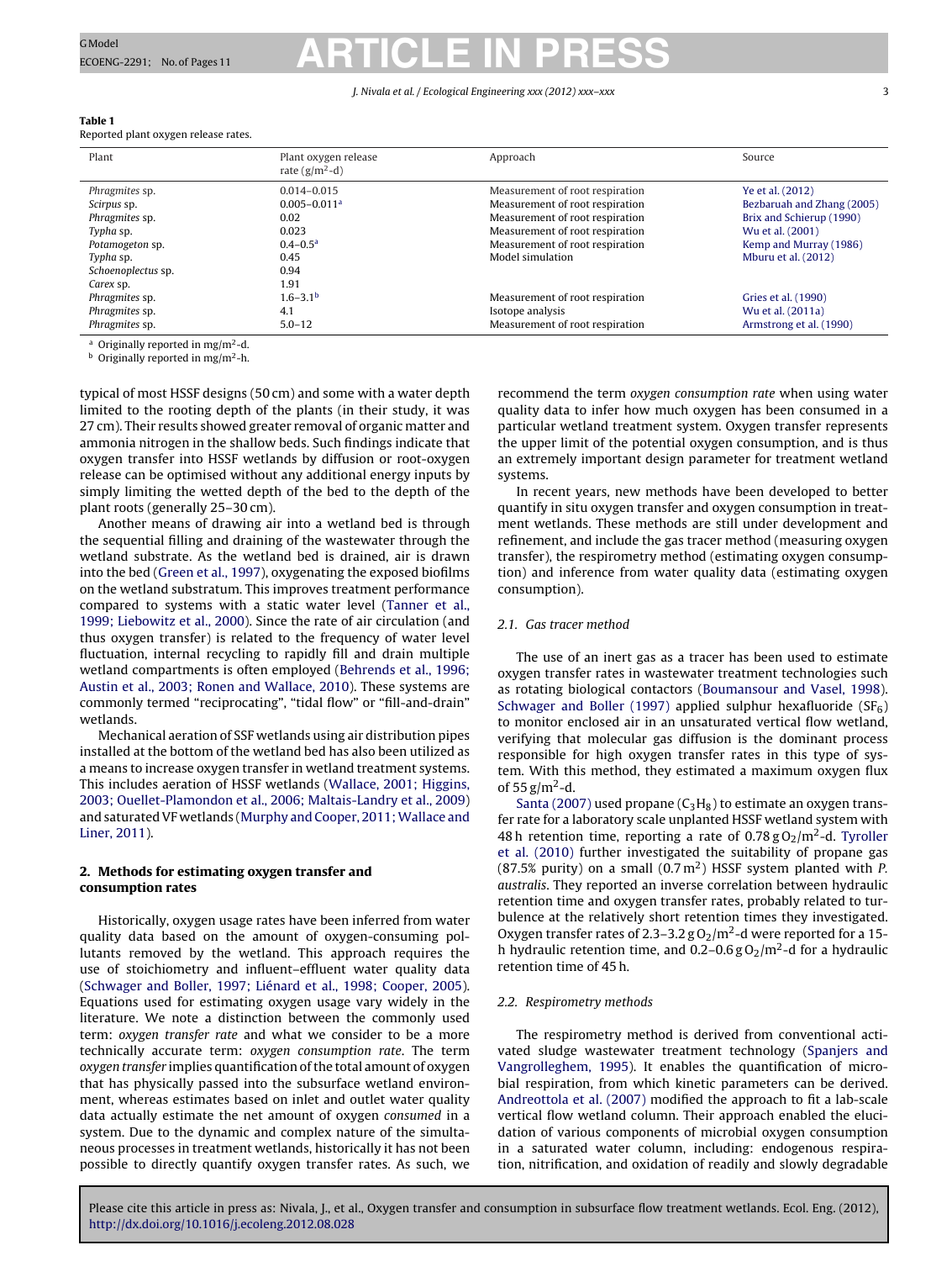**Table 1**
Reported plant oxygen release rates.

| Plant | Plant oxygen release rate ($g/m^2$-d) | Approach | Source |
|---|---|---|---|
| *Phragmites* sp. | 0.014–0.015 | Measurement of root respiration | Ye et al. (2012) |
| *Scirpus* sp. | 0.005–0.011[a] | Measurement of root respiration | Bezbaruah and Zhang (2005) |
| *Phragmites* sp. | 0.02 | Measurement of root respiration | Brix and Schierup (1990) |
| *Typha* sp. | 0.023 | Measurement of root respiration | Wu et al. (2001) |
| *Potamogeton* sp. | 0.4–0.5[a] | Measurement of root respiration | Kemp and Murray (1986) |
| *Typha* sp. | 0.45 | Model simulation | Mburu et al. (2012) |
| *Schoenoplectus* sp. | 0.94 | | |
| *Carex* sp. | 1.91 | | |
| *Phragmites* sp. | 1.6–3.1[b] | Measurement of root respiration | Gries et al. (1990) |
| *Phragmites* sp. | 4.1 | Isotope analysis | Wu et al. (2011a) |
| *Phragmites* sp. | 5.0–12 | Measurement of root respiration | Armstrong et al. (1990) |

[a] Originally reported in $mg/m^2$-d.
[b] Originally reported in $mg/m^2$-h.

typical of most HSSF designs (50 cm) and some with a water depth limited to the rooting depth of the plants (in their study, it was 27 cm). Their results showed greater removal of organic matter and ammonia nitrogen in the shallow beds. Such findings indicate that oxygen transfer into HSSF wetlands by diffusion or root-oxygen release can be optimised without any additional energy inputs by simply limiting the wetted depth of the bed to the depth of the plant roots (generally 25–30 cm).

Another means of drawing air into a wetland bed is through the sequential filling and draining of the wastewater through the wetland substrate. As the wetland bed is drained, air is drawn into the bed (Green et al., 1997), oxygenating the exposed biofilms on the wetland substratum. This improves treatment performance compared to systems with a static water level (Tanner et al., 1999; Liebowitz et al., 2000). Since the rate of air circulation (and thus oxygen transfer) is related to the frequency of water level fluctuation, internal recycling to rapidly fill and drain multiple wetland compartments is often employed (Behrends et al., 1996; Austin et al., 2003; Ronen and Wallace, 2010). These systems are commonly termed "reciprocating", "tidal flow" or "fill-and-drain" wetlands.

Mechanical aeration of SSF wetlands using air distribution pipes installed at the bottom of the wetland bed has also been utilized as a means to increase oxygen transfer in wetland treatment systems. This includes aeration of HSSF wetlands (Wallace, 2001; Higgins, 2003; Ouellet-Plamondon et al., 2006; Maltais-Landry et al., 2009) and saturated VF wetlands (Murphy and Cooper, 2011; Wallace and Liner, 2011).

## 2. Methods for estimating oxygen transfer and consumption rates

Historically, oxygen usage rates have been inferred from water quality data based on the amount of oxygen-consuming pollutants removed by the wetland. This approach requires the use of stoichiometry and influent–effluent water quality data (Schwager and Boller, 1997; Liénard et al., 1998; Cooper, 2005). Equations used for estimating oxygen usage vary widely in the literature. We note a distinction between the commonly used term: *oxygen transfer rate* and what we consider to be a more technically accurate term: *oxygen consumption rate*. The term *oxygen transfer* implies quantification of the total amount of oxygen that has physically passed into the subsurface wetland environment, whereas estimates based on inlet and outlet water quality data actually estimate the net amount of oxygen *consumed* in a system. Due to the dynamic and complex nature of the simultaneous processes in treatment wetlands, historically it has not been possible to directly quantify oxygen transfer rates. As such, we recommend the term *oxygen consumption rate* when using water quality data to infer how much oxygen has been consumed in a particular wetland treatment system. Oxygen transfer represents the upper limit of the potential oxygen consumption, and is thus an extremely important design parameter for treatment wetland systems.

In recent years, new methods have been developed to better quantify in situ oxygen transfer and oxygen consumption in treatment wetlands. These methods are still under development and refinement, and include the gas tracer method (measuring oxygen transfer), the respirometry method (estimating oxygen consumption) and inference from water quality data (estimating oxygen consumption).

### 2.1. Gas tracer method

The use of an inert gas as a tracer has been used to estimate oxygen transfer rates in wastewater treatment technologies such as rotating biological contactors (Boumansour and Vasel, 1998). Schwager and Boller (1997) applied sulphur hexafluoride ($SF_6$) to monitor enclosed air in an unsaturated vertical flow wetland, verifying that molecular gas diffusion is the dominant process responsible for high oxygen transfer rates in this type of system. With this method, they estimated a maximum oxygen flux of 55 $g/m^2$-d.

Santa (2007) used propane ($C_3H_8$) to estimate an oxygen transfer rate for a laboratory scale unplanted HSSF wetland system with 48 h retention time, reporting a rate of 0.78 g $O_2/m^2$-d. Tyroller et al. (2010) further investigated the suitability of propane gas (87.5% purity) on a small (0.7 $m^2$) HSSF system planted with *P. australis*. They reported an inverse correlation between hydraulic retention time and oxygen transfer rates, probably related to turbulence at the relatively short retention times they investigated. Oxygen transfer rates of 2.3–3.2 g $O_2/m^2$-d were reported for a 15-h hydraulic retention time, and 0.2–0.6 g $O_2/m^2$-d for a hydraulic retention time of 45 h.

### 2.2. Respirometry methods

The respirometry method is derived from conventional activated sludge wastewater treatment technology (Spanjers and Vangrolleghem, 1995). It enables the quantification of microbial respiration, from which kinetic parameters can be derived. Andreottola et al. (2007) modified the approach to fit a lab-scale vertical flow wetland column. Their approach enabled the elucidation of various components of microbial oxygen consumption in a saturated water column, including: endogenous respiration, nitrification, and oxidation of readily and slowly degradable

Please cite this article in press as: Nivala, J., et al., Oxygen transfer and consumption in subsurface flow treatment wetlands. Ecol. Eng. (2012), http://dx.doi.org/10.1016/j.ecoleng.2012.08.028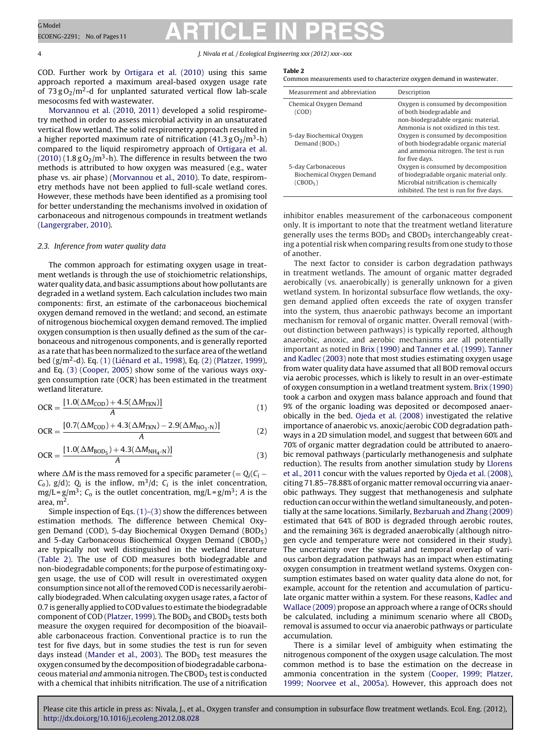COD. Further work by Ortigara et al. (2010) using this same approach reported a maximum areal-based oxygen usage rate of 73 g $O_2$/m$^2$-d for unplanted saturated vertical flow lab-scale mesocosms fed with wastewater.

Morvannou et al. (2010, 2011) developed a solid respirometry method in order to assess microbial activity in an unsaturated vertical flow wetland. The solid respirometry approach resulted in a higher reported maximum rate of nitrification (41.3 g $O_2$/m$^3$-h) compared to the liquid respirometry approach of Ortigara et al. (2010) (1.8 g $O_2$/m$^3$-h). The difference in results between the two methods is attributed to how oxygen was measured (e.g., water phase vs. air phase) (Morvannou et al., 2010). To date, respirometry methods have not been applied to full-scale wetland cores. However, these methods have been identified as a promising tool for better understanding the mechanisms involved in oxidation of carbonaceous and nitrogenous compounds in treatment wetlands (Langergraber, 2010).

### 2.3. Inference from water quality data

The common approach for estimating oxygen usage in treatment wetlands is through the use of stoichiometric relationships, water quality data, and basic assumptions about how pollutants are degraded in a wetland system. Each calculation includes two main components: first, an estimate of the carbonaceous biochemical oxygen demand removed in the wetland; and second, an estimate of nitrogenous biochemical oxygen demand removed. The implied oxygen consumption is then usually defined as the sum of the carbonaceous and nitrogenous components, and is generally reported as a rate that has been normalized to the surface area of the wetland bed (g/m$^2$-d). Eq. (1) (Liénard et al., 1998), Eq. (2) (Platzer, 1999), and Eq. (3) (Cooper, 2005) show some of the various ways oxygen consumption rate (OCR) has been estimated in the treatment wetland literature.

$$\text{OCR} = \frac{[1.0(\Delta M_{\text{COD}}) + 4.5(\Delta M_{\text{TKN}})]}{A} \tag{1}$$

$$\text{OCR} = \frac{[0.7(\Delta M_{\text{COD}}) + 4.3(\Delta M_{\text{TKN}}) - 2.9(\Delta M_{\text{NO}_3\text{-N}})]}{A} \tag{2}$$

$$\text{OCR} = \frac{[1.0(\Delta M_{\text{BOD}_5}) + 4.3(\Delta M_{\text{NH}_4\text{-N}})]}{A} \tag{3}$$

where $\Delta M$ is the mass removed for a specific parameter ($= Q_i(C_i - C_o)$, g/d); $Q_i$ is the inflow, m$^3$/d; $C_i$ is the inlet concentration, mg/L = g/m$^3$; $C_o$ is the outlet concentration, mg/L = g/m$^3$; $A$ is the area, m$^2$.

Simple inspection of Eqs. (1)–(3) show the differences between estimation methods. The difference between Chemical Oxygen Demand (COD), 5-day Biochemical Oxygen Demand ($BOD_5$) and 5-day Carbonaceous Biochemical Oxygen Demand ($CBOD_5$) are typically not well distinguished in the wetland literature (Table 2). The use of COD measures both biodegradable and non-biodegradable components; for the purpose of estimating oxygen usage, the use of COD will result in overestimated oxygen consumption since not all of the removed COD is necessarily aerobically biodegraded. When calculating oxygen usage rates, a factor of 0.7 is generally applied to COD values to estimate the biodegradable component of COD (Platzer, 1999). The $BOD_5$ and $CBOD_5$ tests both measure the oxygen required for decomposition of the bioavailable carbonaceous fraction. Conventional practice is to run the test for five days, but in some studies the test is run for seven days instead (Mander et al., 2003). The $BOD_5$ test measures the oxygen consumed by the decomposition of biodegradable carbonaceous material *and* ammonia nitrogen. The $CBOD_5$ test is conducted with a chemical that inhibits nitrification. The use of a nitrification inhibitor enables measurement of the carbonaceous component only. It is important to note that the treatment wetland literature generally uses the terms $BOD_5$ and $CBOD_5$ interchangeably creating a potential risk when comparing results from one study to those of another.

**Table 2**
Common measurements used to characterize oxygen demand in wastewater.

| Measurement and abbreviation | Description |
|---|---|
| Chemical Oxygen Demand (COD) | Oxygen is consumed by decomposition of both biodegradable and non-biodegradable organic material. Ammonia is not oxidized in this test. |
| 5-day Biochemical Oxygen Demand ($BOD_5$) | Oxygen is consumed by decomposition of both biodegradable organic material and ammonia nitrogen. The test is run for five days. |
| 5-day Carbonaceous Biochemical Oxygen Demand ($CBOD_5$) | Oxygen is consumed by decomposition of biodegradable organic material only. Microbial nitrification is chemically inhibited. The test is run for five days. |

The next factor to consider is carbon degradation pathways in treatment wetlands. The amount of organic matter degraded aerobically (vs. anaerobically) is generally unknown for a given wetland system. In horizontal subsurface flow wetlands, the oxygen demand applied often exceeds the rate of oxygen transfer into the system, thus anaerobic pathways become an important mechanism for removal of organic matter. Overall removal (without distinction between pathways) is typically reported, although anaerobic, anoxic, and aerobic mechanisms are all potentially important as noted in Brix (1990) and Tanner et al. (1999). Tanner and Kadlec (2003) note that most studies estimating oxygen usage from water quality data have assumed that all BOD removal occurs via aerobic processes, which is likely to result in an over-estimate of oxygen consumption in a wetland treatment system. Brix (1990) took a carbon and oxygen mass balance approach and found that 9% of the organic loading was deposited or decomposed anaerobically in the bed. Ojeda et al. (2008) investigated the relative importance of anaerobic vs. anoxic/aerobic COD degradation pathways in a 2D simulation model, and suggest that between 60% and 70% of organic matter degradation could be attributed to anaerobic removal pathways (particularly methanogenesis and sulphate reduction). The results from another simulation study by Llorens et al., 2011 concur with the values reported by Ojeda et al. (2008), citing 71.85–78.88% of organic matter removal occurring via anaerobic pathways. They suggest that methanogenesis and sulphate reduction can occur within the wetland simultaneously, and potentially at the same locations. Similarly, Bezbaruah and Zhang (2009) estimated that 64% of BOD is degraded through aerobic routes, and the remaining 36% is degraded anaerobically (although nitrogen cycle and temperature were not considered in their study). The uncertainty over the spatial and temporal overlap of various carbon degradation pathways has an impact when estimating oxygen consumption in treatment wetland systems. Oxygen consumption estimates based on water quality data alone do not, for example, account for the retention and accumulation of particulate organic matter within a system. For these reasons, Kadlec and Wallace (2009) propose an approach where a range of OCRs should be calculated, including a minimum scenario where all $CBOD_5$ removal is assumed to occur via anaerobic pathways or particulate accumulation.

There is a similar level of ambiguity when estimating the nitrogenous component of the oxygen usage calculation. The most common method is to base the estimation on the decrease in ammonia concentration in the system (Cooper, 1999; Platzer, 1999; Noorvee et al., 2005a). However, this approach does not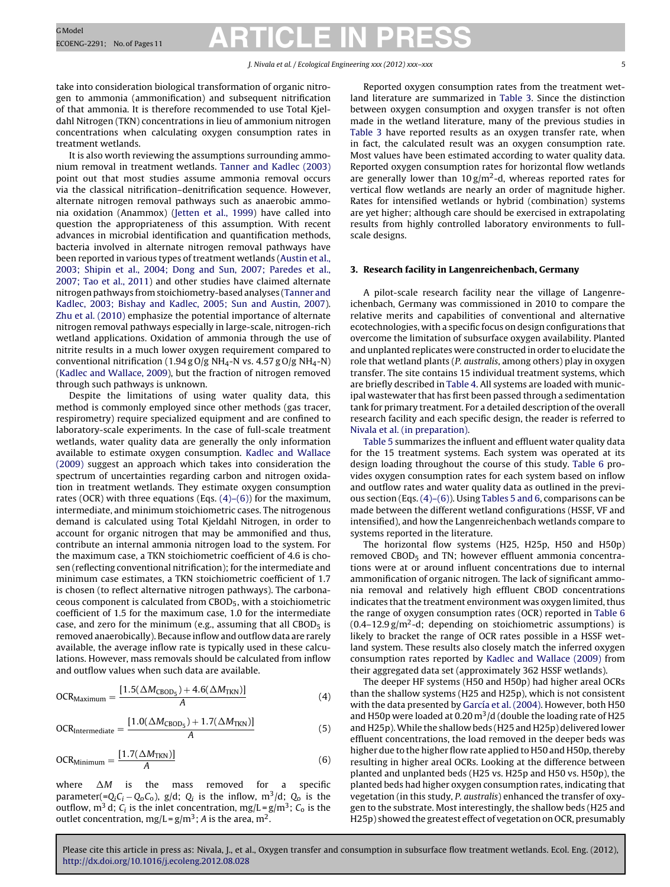take into consideration biological transformation of organic nitrogen to ammonia (ammonification) and subsequent nitrification of that ammonia. It is therefore recommended to use Total Kjeldahl Nitrogen (TKN) concentrations in lieu of ammonium nitrogen concentrations when calculating oxygen consumption rates in treatment wetlands.

It is also worth reviewing the assumptions surrounding ammonium removal in treatment wetlands. Tanner and Kadlec (2003) point out that most studies assume ammonia removal occurs via the classical nitrification–denitrification sequence. However, alternate nitrogen removal pathways such as anaerobic ammonia oxidation (Anammox) (Jetten et al., 1999) have called into question the appropriateness of this assumption. With recent advances in microbial identification and quantification methods, bacteria involved in alternate nitrogen removal pathways have been reported in various types of treatment wetlands (Austin et al., 2003; Shipin et al., 2004; Dong and Sun, 2007; Paredes et al., 2007; Tao et al., 2011) and other studies have claimed alternate nitrogen pathways from stoichiometry-based analyses (Tanner and Kadlec, 2003; Bishay and Kadlec, 2005; Sun and Austin, 2007). Zhu et al. (2010) emphasize the potential importance of alternate nitrogen removal pathways especially in large-scale, nitrogen-rich wetland applications. Oxidation of ammonia through the use of nitrite results in a much lower oxygen requirement compared to conventional nitrification (1.94 g O/g $NH_4$-N vs. 4.57 g O/g $NH_4$-N) (Kadlec and Wallace, 2009), but the fraction of nitrogen removed through such pathways is unknown.

Despite the limitations of using water quality data, this method is commonly employed since other methods (gas tracer, respirometry) require specialized equipment and are confined to laboratory-scale experiments. In the case of full-scale treatment wetlands, water quality data are generally the only information available to estimate oxygen consumption. Kadlec and Wallace (2009) suggest an approach which takes into consideration the spectrum of uncertainties regarding carbon and nitrogen oxidation in treatment wetlands. They estimate oxygen consumption rates (OCR) with three equations (Eqs. (4)–(6)) for the maximum, intermediate, and minimum stoichiometric cases. The nitrogenous demand is calculated using Total Kjeldahl Nitrogen, in order to account for organic nitrogen that may be ammonified and thus, contribute an internal ammonia nitrogen load to the system. For the maximum case, a TKN stoichiometric coefficient of 4.6 is chosen (reflecting conventional nitrification); for the intermediate and minimum case estimates, a TKN stoichiometric coefficient of 1.7 is chosen (to reflect alternative nitrogen pathways). The carbonaceous component is calculated from $CBOD_5$, with a stoichiometric coefficient of 1.5 for the maximum case, 1.0 for the intermediate case, and zero for the minimum (e.g., assuming that all $CBOD_5$ is removed anaerobically). Because inflow and outflow data are rarely available, the average inflow rate is typically used in these calculations. However, mass removals should be calculated from inflow and outflow values when such data are available.

$$\mathrm{OCR}_{\mathrm{Maximum}} = \frac{[1.5(\Delta M_{\mathrm{CBOD_5}}) + 4.6(\Delta M_{\mathrm{TKN}})]}{A} \tag{4}$$

$$\mathrm{OCR}_{\mathrm{Intermediate}} = \frac{[1.0(\Delta M_{\mathrm{CBOD_5}}) + 1.7(\Delta M_{\mathrm{TKN}})]}{A} \tag{5}$$

$$\mathrm{OCR}_{\mathrm{Minimum}} = \frac{[1.7(\Delta M_{\mathrm{TKN}})]}{A} \tag{6}$$

where $\Delta M$ is the mass removed for a specific parameter($=Q_iC_i - Q_oC_o$), g/d; $Q_i$ is the inflow, $m^3$/d; $Q_o$ is the outflow, $m^3$ d; $C_i$ is the inlet concentration, mg/L = g/$m^3$; $C_o$ is the outlet concentration, mg/L = g/$m^3$; $A$ is the area, $m^2$.

Reported oxygen consumption rates from the treatment wetland literature are summarized in Table 3. Since the distinction between oxygen consumption and oxygen transfer is not often made in the wetland literature, many of the previous studies in Table 3 have reported results as an oxygen transfer rate, when in fact, the calculated result was an oxygen consumption rate. Most values have been estimated according to water quality data. Reported oxygen consumption rates for horizontal flow wetlands are generally lower than 10 g/$m^2$-d, whereas reported rates for vertical flow wetlands are nearly an order of magnitude higher. Rates for intensified wetlands or hybrid (combination) systems are yet higher; although care should be exercised in extrapolating results from highly controlled laboratory environments to full-scale designs.

## 3. Research facility in Langenreichenbach, Germany

A pilot-scale research facility near the village of Langenreichenbach, Germany was commissioned in 2010 to compare the relative merits and capabilities of conventional and alternative ecotechnologies, with a specific focus on design configurations that overcome the limitation of subsurface oxygen availability. Planted and unplanted replicates were constructed in order to elucidate the role that wetland plants (*P. australis*, among others) play in oxygen transfer. The site contains 15 individual treatment systems, which are briefly described in Table 4. All systems are loaded with municipal wastewater that has first been passed through a sedimentation tank for primary treatment. For a detailed description of the overall research facility and each specific design, the reader is referred to Nivala et al. (in preparation).

Table 5 summarizes the influent and effluent water quality data for the 15 treatment systems. Each system was operated at its design loading throughout the course of this study. Table 6 provides oxygen consumption rates for each system based on inflow and outflow rates and water quality data as outlined in the previous section (Eqs. (4)–(6)). Using Tables 5 and 6, comparisons can be made between the different wetland configurations (HSSF, VF and intensified), and how the Langenreichenbach wetlands compare to systems reported in the literature.

The horizontal flow systems (H25, H25p, H50 and H50p) removed $CBOD_5$ and TN; however effluent ammonia concentrations were at or around influent concentrations due to internal ammonification of organic nitrogen. The lack of significant ammonia removal and relatively high effluent CBOD concentrations indicates that the treatment environment was oxygen limited, thus the range of oxygen consumption rates (OCR) reported in Table 6 (0.4–12.9 g/$m^2$-d; depending on stoichiometric assumptions) is likely to bracket the range of OCR rates possible in a HSSF wetland system. These results also closely match the inferred oxygen consumption rates reported by Kadlec and Wallace (2009) from their aggregated data set (approximately 362 HSSF wetlands).

The deeper HF systems (H50 and H50p) had higher areal OCRs than the shallow systems (H25 and H25p), which is not consistent with the data presented by García et al. (2004). However, both H50 and H50p were loaded at 0.20 $m^3$/d (double the loading rate of H25 and H25p). While the shallow beds (H25 and H25p) delivered lower effluent concentrations, the load removed in the deeper beds was higher due to the higher flow rate applied to H50 and H50p, thereby resulting in higher areal OCRs. Looking at the difference between planted and unplanted beds (H25 vs. H25p and H50 vs. H50p), the planted beds had higher oxygen consumption rates, indicating that vegetation (in this study, *P. australis*) enhanced the transfer of oxygen to the substrate. Most interestingly, the shallow beds (H25 and H25p) showed the greatest effect of vegetation on OCR, presumably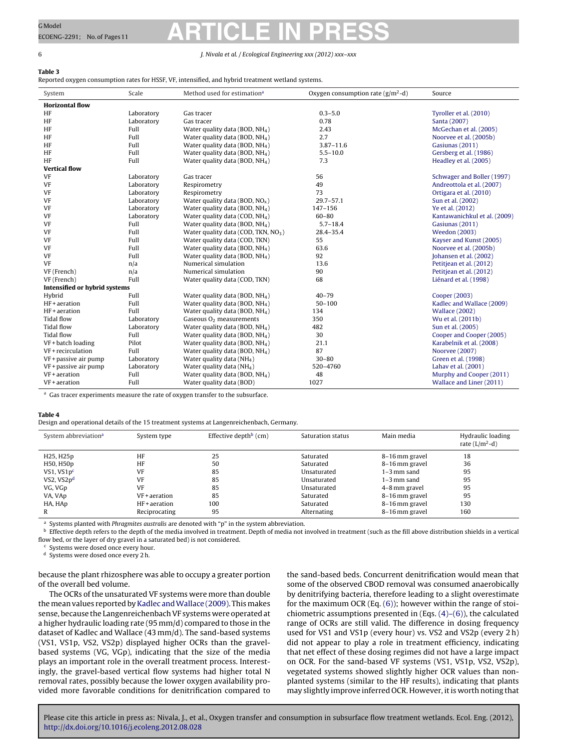**Table 3**
Reported oxygen consumption rates for HSSF, VF, intensified, and hybrid treatment wetland systems.

| System | Scale | Method used for estimation[a] | Oxygen consumption rate (g/m²-d) | Source |
|---|---|---|---|---|
| **Horizontal flow** | | | | |
| HF | Laboratory | Gas tracer | 0.3–5.0 | Tyroller et al. (2010) |
| HF | Laboratory | Gas tracer | 0.78 | Santa (2007) |
| HF | Full | Water quality data (BOD, $NH_4$) | 2.43 | McGechan et al. (2005) |
| HF | Full | Water quality data (BOD, $NH_4$) | 2.7 | Noorvee et al. (2005b) |
| HF | Full | Water quality data (BOD, $NH_4$) | 3.87–11.6 | Gasiunas (2011) |
| HF | Full | Water quality data (BOD, $NH_4$) | 5.5–10.0 | Gersberg et al. (1986) |
| HF | Full | Water quality data (BOD, $NH_4$) | 7.3 | Headley et al. (2005) |
| **Vertical flow** | | | | |
| VF | Laboratory | Gas tracer | 56 | Schwager and Boller (1997) |
| VF | Laboratory | Respirometry | 49 | Andreottola et al. (2007) |
| VF | Laboratory | Respirometry | 73 | Ortigara et al. (2010) |
| VF | Laboratory | Water quality data (BOD, $NO_x$) | 29.7–57.1 | Sun et al. (2002) |
| VF | Laboratory | Water quality data (BOD, $NH_4$) | 147–156 | Ye et al. (2012) |
| VF | Laboratory | Water quality data (COD, $NH_4$) | 60–80 | Kantawanichkul et al. (2009) |
| VF | Full | Water quality data (BOD, $NH_4$) | 5.7–18.4 | Gasiunas (2011) |
| VF | Full | Water quality data (COD, TKN, $NO_3$) | 28.4–35.4 | Weedon (2003) |
| VF | Full | Water quality data (COD, TKN) | 55 | Kayser and Kunst (2005) |
| VF | Full | Water quality data (BOD, $NH_4$) | 63.6 | Noorvee et al. (2005b) |
| VF | Full | Water quality data (BOD, $NH_4$) | 92 | Johansen et al. (2002) |
| VF | n/a | Numerical simulation | 13.6 | Petitjean et al. (2012) |
| VF (French) | n/a | Numerical simulation | 90 | Petitjean et al. (2012) |
| VF (French) | Full | Water quality data (COD, TKN) | 68 | Liénard et al. (1998) |
| **Intensified or hybrid systems** | | | | |
| Hybrid | Full | Water quality data (BOD, $NH_4$) | 40–79 | Cooper (2003) |
| HF + aeration | Full | Water quality data (BOD, $NH_4$) | 50–100 | Kadlec and Wallace (2009) |
| HF + aeration | Full | Water quality data (BOD, $NH_4$) | 134 | Wallace (2002) |
| Tidal flow | Laboratory | Gaseous $O_2$ measurements | 350 | Wu et al. (2011b) |
| Tidal flow | Laboratory | Water quality data (BOD, $NH_4$) | 482 | Sun et al. (2005) |
| Tidal flow | Full | Water quality data (BOD, $NH_4$) | 30 | Cooper and Cooper (2005) |
| VF + batch loading | Pilot | Water quality data (BOD, $NH_4$) | 21.1 | Karabelnik et al. (2008) |
| VF + recirculation | Full | Water quality data (BOD, $NH_4$) | 87 | Noorvee (2007) |
| VF + passive air pump | Laboratory | Water quality data ($NH_4$) | 30–80 | Green et al. (1998) |
| VF + passive air pump | Laboratory | Water quality data ($NH_4$) | 520–4760 | Lahav et al. (2001) |
| VF + aeration | Full | Water quality data (BOD, $NH_4$) | 48 | Murphy and Cooper (2011) |
| VF + aeration | Full | Water quality data (BOD) | 1027 | Wallace and Liner (2011) |

[a] Gas tracer experiments measure the rate of oxygen transfer to the subsurface.

**Table 4**
Design and operational details of the 15 treatment systems at Langenreichenbach, Germany.

| System abbreviation[a] | System type | Effective depth[b] (cm) | Saturation status | Main media | Hydraulic loading rate (L/m²-d) |
|---|---|---|---|---|---|
| H25, H25p | HF | 25 | Saturated | 8–16 mm gravel | 18 |
| H50, H50p | HF | 50 | Saturated | 8–16 mm gravel | 36 |
| VS1, VS1p[c] | VF | 85 | Unsaturated | 1–3 mm sand | 95 |
| VS2, VS2p[d] | VF | 85 | Unsaturated | 1–3 mm sand | 95 |
| VG, VGp | VF | 85 | Unsaturated | 4–8 mm gravel | 95 |
| VA, VAp | VF + aeration | 85 | Saturated | 8–16 mm gravel | 95 |
| HA, HAp | HF + aeration | 100 | Saturated | 8–16 mm gravel | 130 |
| R | Reciprocating | 95 | Alternating | 8–16 mm gravel | 160 |

[a] Systems planted with *Phragmites australis* are denoted with "p" in the system abbreviation.
[b] Effective depth refers to the depth of the media involved in treatment. Depth of media not involved in treatment (such as the fill above distribution shields in a vertical flow bed, or the layer of dry gravel in a saturated bed) is not considered.
[c] Systems were dosed once every hour.
[d] Systems were dosed once every 2 h.

because the plant rhizosphere was able to occupy a greater portion of the overall bed volume.

The OCRs of the unsaturated VF systems were more than double the mean values reported by Kadlec and Wallace (2009). This makes sense, because the Langenreichenbach VF systems were operated at a higher hydraulic loading rate (95 mm/d) compared to those in the dataset of Kadlec and Wallace (43 mm/d). The sand-based systems (VS1, VS1p, VS2, VS2p) displayed higher OCRs than the gravel-based systems (VG, VGp), indicating that the size of the media plays an important role in the overall treatment process. Interestingly, the gravel-based vertical flow systems had higher total N removal rates, possibly because the lower oxygen availability provided more favorable conditions for denitrification compared to the sand-based beds. Concurrent denitrification would mean that some of the observed CBOD removal was consumed anaerobically by denitrifying bacteria, therefore leading to a slight overestimate for the maximum OCR (Eq. (6)); however within the range of stoichiometric assumptions presented in (Eqs. (4)–(6)), the calculated range of OCRs are still valid. The difference in dosing frequency used for VS1 and VS1p (every hour) vs. VS2 and VS2p (every 2 h) did not appear to play a role in treatment efficiency, indicating that net effect of these dosing regimes did not have a large impact on OCR. For the sand-based VF systems (VS1, VS1p, VS2, VS2p), vegetated systems showed slightly higher OCR values than non-planted systems (similar to the HF results), indicating that plants may slightly improve inferred OCR. However, it is worth noting that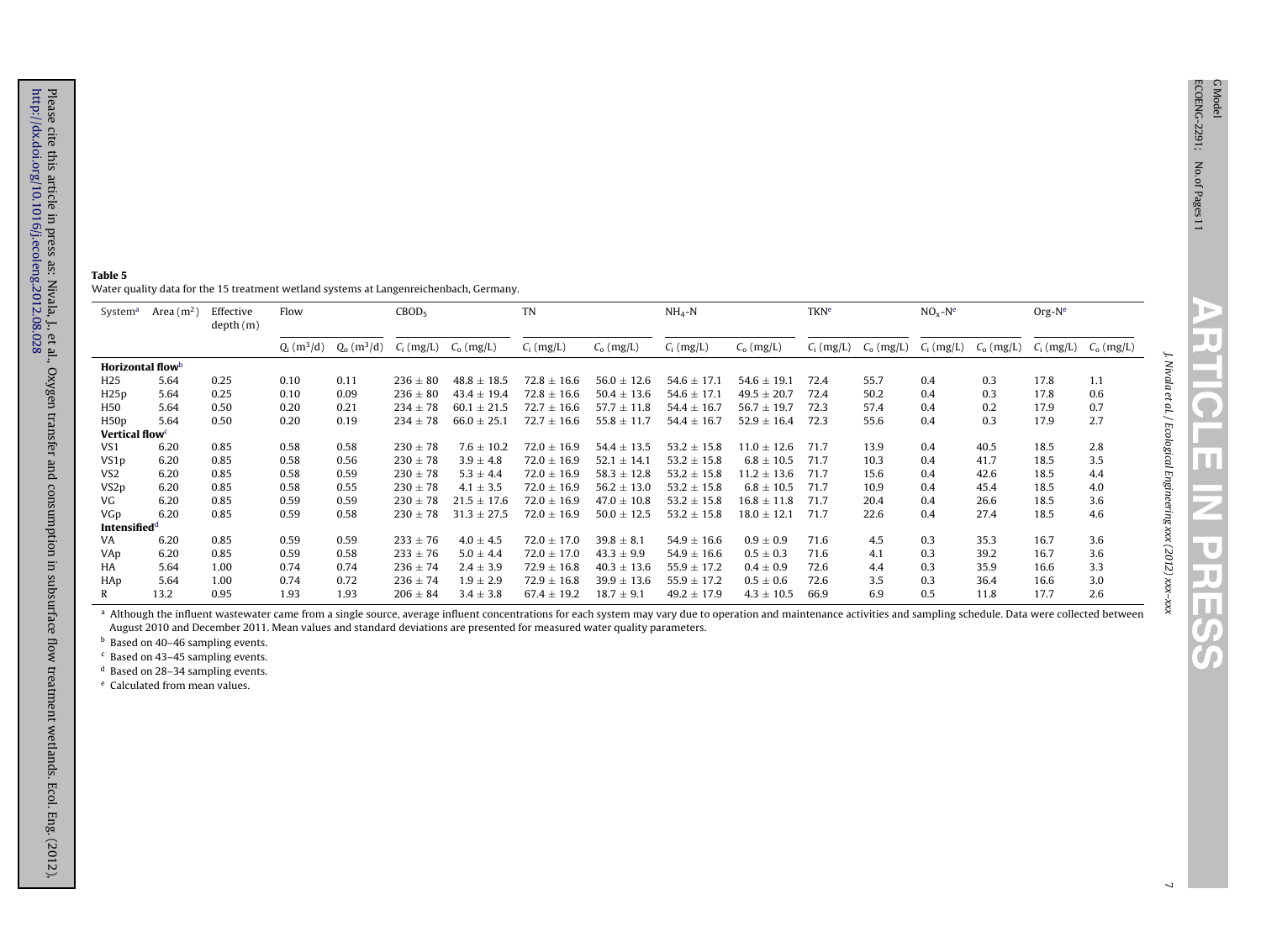**Table 5**
Water quality data for the 15 treatment wetland systems at Langenreichenbach, Germany.

| System[a] | Area ($m^2$) | Effective depth (m) | Flow | | $CBOD_5$ | | TN | | $NH_4$-N | | TKN[e] | | $NO_x$-N[e] | | Org-N[e] | |
|---|---|---|---|---|---|---|---|---|---|---|---|---|---|---|---|---|
| | | | $Q_i$ ($m^3$/d) | $Q_o$ ($m^3$/d) | $C_i$ (mg/L) | $C_o$ (mg/L) | $C_i$ (mg/L) | $C_o$ (mg/L) | $C_i$ (mg/L) | $C_o$ (mg/L) | $C_i$ (mg/L) | $C_o$ (mg/L) | $C_i$ (mg/L) | $C_o$ (mg/L) | $C_i$ (mg/L) | $C_o$ (mg/L) |
| **Horizontal flow**[b] | | | | | | | | | | | | | | | | |
| H25 | 5.64 | 0.25 | 0.10 | 0.11 | 236 ± 80 | 48.8 ± 18.5 | 72.8 ± 16.6 | 56.0 ± 12.6 | 54.6 ± 17.1 | 54.6 ± 19.1 | 72.4 | 55.7 | 0.4 | 0.3 | 17.8 | 1.1 |
| H25p | 5.64 | 0.25 | 0.10 | 0.09 | 236 ± 80 | 43.4 ± 19.4 | 72.8 ± 16.6 | 50.4 ± 13.6 | 54.6 ± 17.1 | 49.5 ± 20.7 | 72.4 | 50.2 | 0.4 | 0.3 | 17.8 | 0.6 |
| H50 | 5.64 | 0.50 | 0.20 | 0.21 | 234 ± 78 | 60.1 ± 21.5 | 72.7 ± 16.6 | 57.7 ± 11.8 | 54.4 ± 16.7 | 56.7 ± 19.7 | 72.3 | 57.4 | 0.4 | 0.2 | 17.9 | 0.7 |
| H50p | 5.64 | 0.50 | 0.20 | 0.19 | 234 ± 78 | 66.0 ± 25.1 | 72.7 ± 16.6 | 55.8 ± 11.7 | 54.4 ± 16.7 | 52.9 ± 16.4 | 72.3 | 55.6 | 0.4 | 0.3 | 17.9 | 2.7 |
| **Vertical flow**[c] | | | | | | | | | | | | | | | | |
| VS1 | 6.20 | 0.85 | 0.58 | 0.58 | 230 ± 78 | 7.6 ± 10.2 | 72.0 ± 16.9 | 54.4 ± 13.5 | 53.2 ± 15.8 | 11.0 ± 12.6 | 71.7 | 13.9 | 0.4 | 40.5 | 18.5 | 2.8 |
| VS1p | 6.20 | 0.85 | 0.58 | 0.56 | 230 ± 78 | 3.9 ± 4.8 | 72.0 ± 16.9 | 52.1 ± 14.1 | 53.2 ± 15.8 | 6.8 ± 10.5 | 71.7 | 10.3 | 0.4 | 41.7 | 18.5 | 3.5 |
| VS2 | 6.20 | 0.85 | 0.58 | 0.59 | 230 ± 78 | 5.3 ± 4.4 | 72.0 ± 16.9 | 58.3 ± 12.8 | 53.2 ± 15.8 | 11.2 ± 13.6 | 71.7 | 15.6 | 0.4 | 42.6 | 18.5 | 4.4 |
| VS2p | 6.20 | 0.85 | 0.58 | 0.55 | 230 ± 78 | 4.1 ± 3.5 | 72.0 ± 16.9 | 56.2 ± 13.0 | 53.2 ± 15.8 | 6.8 ± 10.5 | 71.7 | 10.9 | 0.4 | 45.4 | 18.5 | 4.0 |
| VG | 6.20 | 0.85 | 0.59 | 0.59 | 230 ± 78 | 21.5 ± 17.6 | 72.0 ± 16.9 | 47.0 ± 10.8 | 53.2 ± 15.8 | 16.8 ± 11.8 | 71.7 | 20.4 | 0.4 | 26.6 | 18.5 | 3.6 |
| VGp | 6.20 | 0.85 | 0.59 | 0.58 | 230 ± 78 | 31.3 ± 27.5 | 72.0 ± 16.9 | 50.0 ± 12.5 | 53.2 ± 15.8 | 18.0 ± 12.1 | 71.7 | 22.6 | 0.4 | 27.4 | 18.5 | 4.6 |
| **Intensified**[d] | | | | | | | | | | | | | | | | |
| VA | 6.20 | 0.85 | 0.59 | 0.59 | 233 ± 76 | 4.0 ± 4.5 | 72.0 ± 17.0 | 39.8 ± 8.1 | 54.9 ± 16.6 | 0.9 ± 0.9 | 71.6 | 4.5 | 0.3 | 35.3 | 16.7 | 3.6 |
| VAp | 6.20 | 0.85 | 0.59 | 0.58 | 233 ± 76 | 5.0 ± 4.4 | 72.0 ± 17.0 | 43.3 ± 9.9 | 54.9 ± 16.6 | 0.5 ± 0.3 | 71.6 | 4.1 | 0.3 | 39.2 | 16.7 | 3.6 |
| HA | 5.64 | 1.00 | 0.74 | 0.74 | 236 ± 74 | 2.4 ± 3.9 | 72.9 ± 16.8 | 40.3 ± 13.6 | 55.9 ± 17.2 | 0.4 ± 0.9 | 72.6 | 4.4 | 0.3 | 35.9 | 16.6 | 3.3 |
| HAp | 5.64 | 1.00 | 0.74 | 0.72 | 236 ± 74 | 1.9 ± 2.9 | 72.9 ± 16.8 | 39.9 ± 13.6 | 55.9 ± 17.2 | 0.5 ± 0.6 | 72.6 | 3.5 | 0.3 | 36.4 | 16.6 | 3.0 |
| R | 13.2 | 0.95 | 1.93 | 1.93 | 206 ± 84 | 3.4 ± 3.8 | 67.4 ± 19.2 | 18.7 ± 9.1 | 49.2 ± 17.9 | 4.3 ± 10.5 | 66.9 | 6.9 | 0.5 | 11.8 | 17.7 | 2.6 |

[a] Although the influent wastewater came from a single source, average influent concentrations for each system may vary due to operation and maintenance activities and sampling schedule. Data were collected between August 2010 and December 2011. Mean values and standard deviations are presented for measured water quality parameters.

[b] Based on 40–46 sampling events.

[c] Based on 43–45 sampling events.

[d] Based on 28–34 sampling events.

[e] Calculated from mean values.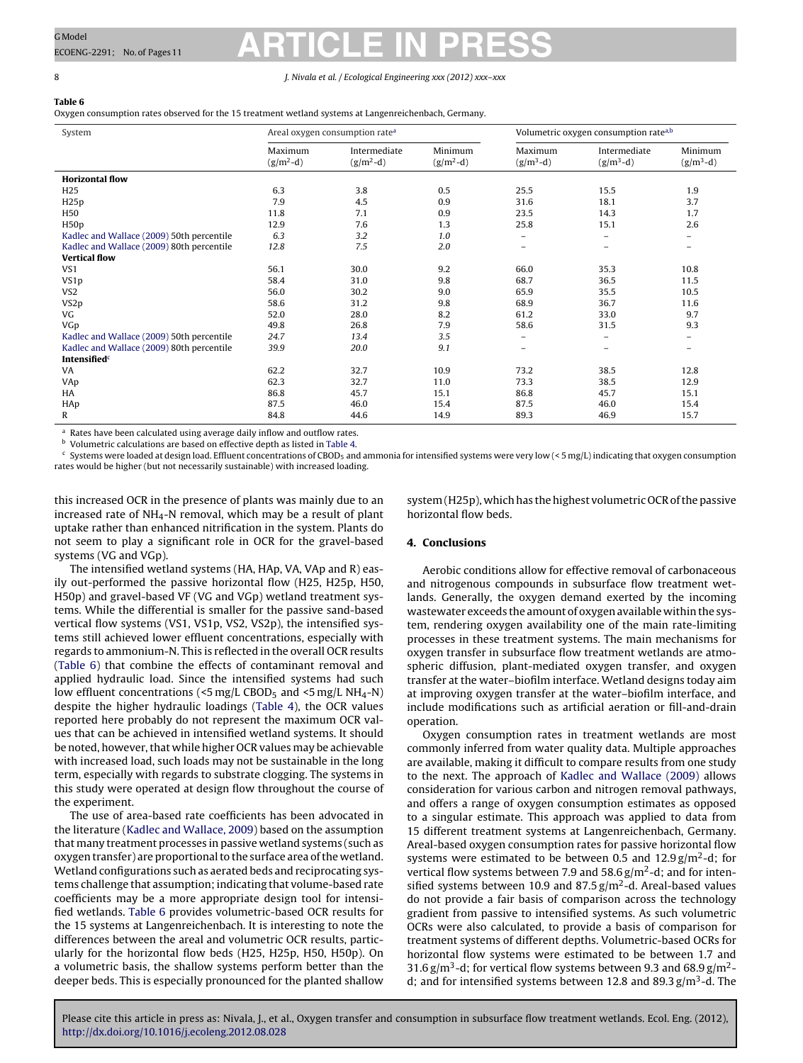**Table 6**
Oxygen consumption rates observed for the 15 treatment wetland systems at Langenreichenbach, Germany.

| System | Areal oxygen consumption rate[a] | | | Volumetric oxygen consumption rate[a,b] | | |
|---|---|---|---|---|---|---|
| | Maximum ($g/m^2$-d) | Intermediate ($g/m^2$-d) | Minimum ($g/m^2$-d) | Maximum ($g/m^3$-d) | Intermediate ($g/m^3$-d) | Minimum ($g/m^3$-d) |
| **Horizontal flow** | | | | | | |
| H25 | 6.3 | 3.8 | 0.5 | 25.5 | 15.5 | 1.9 |
| H25p | 7.9 | 4.5 | 0.9 | 31.6 | 18.1 | 3.7 |
| H50 | 11.8 | 7.1 | 0.9 | 23.5 | 14.3 | 1.7 |
| H50p | 12.9 | 7.6 | 1.3 | 25.8 | 15.1 | 2.6 |
| Kadlec and Wallace (2009) 50th percentile | *6.3* | *3.2* | *1.0* | – | – | – |
| Kadlec and Wallace (2009) 80th percentile | *12.8* | *7.5* | *2.0* | – | – | – |
| **Vertical flow** | | | | | | |
| VS1 | 56.1 | 30.0 | 9.2 | 66.0 | 35.3 | 10.8 |
| VS1p | 58.4 | 31.0 | 9.8 | 68.7 | 36.5 | 11.5 |
| VS2 | 56.0 | 30.2 | 9.0 | 65.9 | 35.5 | 10.5 |
| VS2p | 58.6 | 31.2 | 9.8 | 68.9 | 36.7 | 11.6 |
| VG | 52.0 | 28.0 | 8.2 | 61.2 | 33.0 | 9.7 |
| VGp | 49.8 | 26.8 | 7.9 | 58.6 | 31.5 | 9.3 |
| Kadlec and Wallace (2009) 50th percentile | *24.7* | *13.4* | *3.5* | – | – | – |
| Kadlec and Wallace (2009) 80th percentile | *39.9* | *20.0* | *9.1* | – | – | – |
| **Intensified**[c] | | | | | | |
| VA | 62.2 | 32.7 | 10.9 | 73.2 | 38.5 | 12.8 |
| VAp | 62.3 | 32.7 | 11.0 | 73.3 | 38.5 | 12.9 |
| HA | 86.8 | 45.7 | 15.1 | 86.8 | 45.7 | 15.1 |
| HAp | 87.5 | 46.0 | 15.4 | 87.5 | 46.0 | 15.4 |
| R | 84.8 | 44.6 | 14.9 | 89.3 | 46.9 | 15.7 |

[a] Rates have been calculated using average daily inflow and outflow rates.
[b] Volumetric calculations are based on effective depth as listed in Table 4.
[c] Systems were loaded at design load. Effluent concentrations of $CBOD_5$ and ammonia for intensified systems were very low (< 5 mg/L) indicating that oxygen consumption rates would be higher (but not necessarily sustainable) with increased loading.

this increased OCR in the presence of plants was mainly due to an increased rate of $NH_4$-N removal, which may be a result of plant uptake rather than enhanced nitrification in the system. Plants do not seem to play a significant role in OCR for the gravel-based systems (VG and VGp).

The intensified wetland systems (HA, HAp, VA, VAp and R) easily out-performed the passive horizontal flow (H25, H25p, H50, H50p) and gravel-based VF (VG and VGp) wetland treatment systems. While the differential is smaller for the passive sand-based vertical flow systems (VS1, VS1p, VS2, VS2p), the intensified systems still achieved lower effluent concentrations, especially with regards to ammonium-N. This is reflected in the overall OCR results (Table 6) that combine the effects of contaminant removal and applied hydraulic load. Since the intensified systems had such low effluent concentrations (<5 mg/L $CBOD_5$ and <5 mg/L $NH_4$-N) despite the higher hydraulic loadings (Table 4), the OCR values reported here probably do not represent the maximum OCR values that can be achieved in intensified wetland systems. It should be noted, however, that while higher OCR values may be achievable with increased load, such loads may not be sustainable in the long term, especially with regards to substrate clogging. The systems in this study were operated at design flow throughout the course of the experiment.

The use of area-based rate coefficients has been advocated in the literature (Kadlec and Wallace, 2009) based on the assumption that many treatment processes in passive wetland systems (such as oxygen transfer) are proportional to the surface area of the wetland. Wetland configurations such as aerated beds and reciprocating systems challenge that assumption; indicating that volume-based rate coefficients may be a more appropriate design tool for intensified wetlands. Table 6 provides volumetric-based OCR results for the 15 systems at Langenreichenbach. It is interesting to note the differences between the areal and volumetric OCR results, particularly for the horizontal flow beds (H25, H25p, H50, H50p). On a volumetric basis, the shallow systems perform better than the deeper beds. This is especially pronounced for the planted shallow system (H25p), which has the highest volumetric OCR of the passive horizontal flow beds.

## 4. Conclusions

Aerobic conditions allow for effective removal of carbonaceous and nitrogenous compounds in subsurface flow treatment wetlands. Generally, the oxygen demand exerted by the incoming wastewater exceeds the amount of oxygen available within the system, rendering oxygen availability one of the main rate-limiting processes in these treatment systems. The main mechanisms for oxygen transfer in subsurface flow treatment wetlands are atmospheric diffusion, plant-mediated oxygen transfer, and oxygen transfer at the water–biofilm interface. Wetland designs today aim at improving oxygen transfer at the water–biofilm interface, and include modifications such as artificial aeration or fill-and-drain operation.

Oxygen consumption rates in treatment wetlands are most commonly inferred from water quality data. Multiple approaches are available, making it difficult to compare results from one study to the next. The approach of Kadlec and Wallace (2009) allows consideration for various carbon and nitrogen removal pathways, and offers a range of oxygen consumption estimates as opposed to a singular estimate. This approach was applied to data from 15 different treatment systems at Langenreichenbach, Germany. Areal-based oxygen consumption rates for passive horizontal flow systems were estimated to be between 0.5 and 12.9 $g/m^2$-d; for vertical flow systems between 7.9 and 58.6 $g/m^2$-d; and for intensified systems between 10.9 and 87.5 $g/m^2$-d. Areal-based values do not provide a fair basis of comparison across the technology gradient from passive to intensified systems. As such volumetric OCRs were also calculated, to provide a basis of comparison for treatment systems of different depths. Volumetric-based OCRs for horizontal flow systems were estimated to be between 1.7 and 31.6 $g/m^3$-d; for vertical flow systems between 9.3 and 68.9 $g/m^3$-d; and for intensified systems between 12.8 and 89.3 $g/m^3$-d. The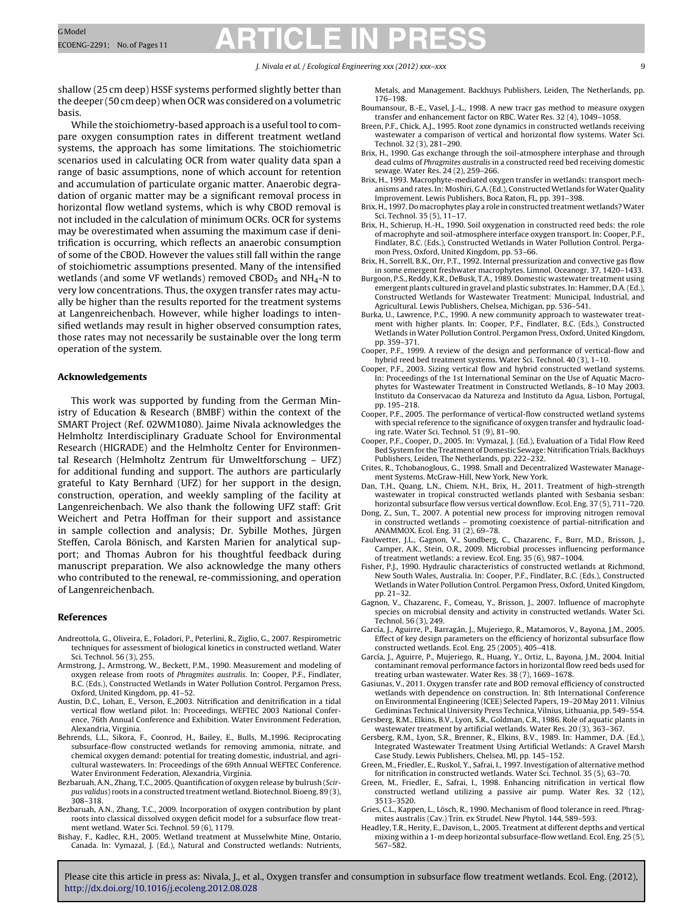shallow (25 cm deep) HSSF systems performed slightly better than the deeper (50 cm deep) when OCR was considered on a volumetric basis.

While the stoichiometry-based approach is a useful tool to compare oxygen consumption rates in different treatment wetland systems, the approach has some limitations. The stoichiometric scenarios used in calculating OCR from water quality data span a range of basic assumptions, none of which account for retention and accumulation of particulate organic matter. Anaerobic degradation of organic matter may be a significant removal process in horizontal flow wetland systems, which is why CBOD removal is not included in the calculation of minimum OCRs. OCR for systems may be overestimated when assuming the maximum case if denitrification is occurring, which reflects an anaerobic consumption of some of the CBOD. However the values still fall within the range of stoichiometric assumptions presented. Many of the intensified wetlands (and some VF wetlands) removed $CBOD_5$ and $NH_4$-N to very low concentrations. Thus, the oxygen transfer rates may actually be higher than the results reported for the treatment systems at Langenreichenbach. However, while higher loadings to intensified wetlands may result in higher observed consumption rates, those rates may not necessarily be sustainable over the long term operation of the system.

## Acknowledgements

This work was supported by funding from the German Ministry of Education & Research (BMBF) within the context of the SMART Project (Ref. 02WM1080). Jaime Nivala acknowledges the Helmholtz Interdisciplinary Graduate School for Environmental Research (HIGRADE) and the Helmholtz Center for Environmental Research (Helmholtz Zentrum für Umweltforschung – UFZ) for additional funding and support. The authors are particularly grateful to Katy Bernhard (UFZ) for her support in the design, construction, operation, and weekly sampling of the facility at Langenreichenbach. We also thank the following UFZ staff: Grit Weichert and Petra Hoffman for their support and assistance in sample collection and analysis; Dr. Sybille Mothes, Jürgen Steffen, Carola Bönisch, and Karsten Marien for analytical support; and Thomas Aubron for his thoughtful feedback during manuscript preparation. We also acknowledge the many others who contributed to the renewal, re-commissioning, and operation of Langenreichenbach.

## References

Andreottola, G., Oliveira, E., Foladori, P., Peterlini, R., Ziglio, G., 2007. Respirometric techniques for assessment of biological kinetics in constructed wetland. Water Sci. Technol. 56 (3), 255.

Armstrong, J., Armstrong, W., Beckett, P.M., 1990. Measurement and modeling of oxygen release from roots of *Phragmites australis*. In: Cooper, P.F., Findlater, B.C. (Eds.), Constructed Wetlands in Water Pollution Control. Pergamon Press, Oxford, United Kingdom, pp. 41–52.

Austin, D.C., Lohan, E., Verson, E.,2003. Nitrification and denitrification in a tidal vertical flow wetland pilot. In: Proceedings, WEFTEC 2003 National Conference, 76th Annual Conference and Exhibition. Water Environment Federation, Alexandria, Virginia.

Behrends, L.L., Sikora, F., Coonrod, H., Bailey, E., Bulls, M.,1996. Reciprocating subsurface-flow constructed wetlands for removing ammonia, nitrate, and chemical oxygen demand: potential for treating domestic, industrial, and agricultural wastewaters. In: Proceedings of the 69th Annual WEFTEC Conference. Water Environment Federation, Alexandria, Virginia.

Bezbaruah, A.N., Zhang, T.C., 2005. Quantification of oxygen release by bulrush (*Scirpus validus*) roots in a constructed treatment wetland. Biotechnol. Bioeng. 89 (3), 308–318.

Bezbaruah, A.N., Zhang, T.C., 2009. Incorporation of oxygen contribution by plant roots into classical dissolved oxygen deficit model for a subsurface flow treatment wetland. Water Sci. Technol. 59 (6), 1179.

Bishay, F., Kadlec, R.H., 2005. Wetland treatment at Musselwhite Mine, Ontario, Canada. In: Vymazal, J. (Ed.), Natural and Constructed wetlands: Nutrients, Metals, and Management. Backhuys Publishers, Leiden, The Netherlands, pp. 176–198.

Boumansour, B.-E., Vasel, J.-L., 1998. A new tracr gas method to measure oxygen transfer and enhancement factor on RBC. Water Res. 32 (4), 1049–1058.

Breen, P.F., Chick, A.J., 1995. Root zone dynamics in constructed wetlands receiving wastewater a comparison of vertical and horizontal flow systems. Water Sci. Technol. 32 (3), 281–290.

Brix, H., 1990. Gas exchange through the soil-atmosphere interphase and through dead culms of *Phragmites australis* in a constructed reed bed receiving domestic sewage. Water Res. 24 (2), 259–266.

Brix, H., 1993. Macrophyte-mediated oxygen transfer in wetlands: transport mechanisms and rates. In: Moshiri, G.A. (Ed.), Constructed Wetlands for Water Quality Improvement. Lewis Publishers, Boca Raton, FL, pp. 391–398.

Brix, H., 1997. Do macrophytes play a role in constructed treatment wetlands? Water Sci. Technol. 35 (5), 11–17.

Brix, H., Schierup, H.-H., 1990. Soil oxygenation in constructed reed beds: the role of macrophyte and soil-atmosphere interface oxygen transport. In: Cooper, P.F., Findlater, B.C. (Eds.), Constructed Wetlands in Water Pollution Control. Pergamon Press, Oxford, United Kingdom, pp. 53–66.

Brix, H., Sorrell, B.K., Orr, P.T., 1992. Internal pressurization and convective gas flow in some emergent freshwater macrophytes. Limnol. Oceanogr. 37, 1420–1433.

Burgoon, P.S., Reddy, K.R., DeBusk, T.A., 1989. Domestic wastewater treatment using emergent plants cultured in gravel and plastic substrates. In: Hammer, D.A. (Ed.), Constructed Wetlands for Wastewater Treatment: Municipal, Industrial, and Agricultural. Lewis Publishers, Chelsea, Michigan, pp. 536–541.

Burka, U., Lawrence, P.C., 1990. A new community approach to wastewater treatment with higher plants. In: Cooper, P.F., Findlater, B.C. (Eds.), Constructed Wetlands in Water Pollution Control. Pergamon Press, Oxford, United Kingdom, pp. 359–371.

Cooper, P.F., 1999. A review of the design and performance of vertical-flow and hybrid reed bed treatment systems. Water Sci. Technol. 40 (3), 1–10.

Cooper, P.F., 2003. Sizing vertical flow and hybrid constructed wetland systems. In: Proceedings of the 1st International Seminar on the Use of Aquatic Macrophytes for Wastewater Treatment in Constructed Wetlands, 8–10 May 2003. Instituto da Conservacao da Natureza and Instituto da Agua, Lisbon, Portugal, pp. 195–218.

Cooper, P.F., 2005. The performance of vertical-flow constructed wetland systems with special reference to the significance of oxygen transfer and hydraulic loading rate. Water Sci. Technol. 51 (9), 81–90.

Cooper, P.F., Cooper, D., 2005. In: Vymazal, J. (Ed.), Evaluation of a Tidal Flow Reed Bed System for the Treatment of Domestic Sewage: Nitrification Trials. Backhuys Publishers, Leiden, The Netherlands, pp. 222–232.

Crites, R., Tchobanoglous, G., 1998. Small and Decentralized Wastewater Management Systems. McGraw-Hill, New York, New York.

Dan, T.H., Quang, L.N., Chiem, N.H., Brix, H., 2011. Treatment of high-strength wastewater in tropical constructed wetlands planted with Sesbania sesban: horizontal subsurface flow versus vertical downflow. Ecol. Eng. 37 (5), 711–720.

Dong, Z., Sun, T., 2007. A potential new process for improving nitrogen removal in constructed wetlands – promoting coexistence of partial-nitrification and ANAMMOX. Ecol. Eng. 31 (2), 69–78.

Faulwetter, J.L., Gagnon, V., Sundberg, C., Chazarenc, F., Burr, M.D., Brisson, J., Camper, A.K., Stein, O.R., 2009. Microbial processes influencing performance of treatment wetlands: a review. Ecol. Eng. 35 (6), 987–1004.

Fisher, P.J., 1990. Hydraulic characteristics of constructed wetlands at Richmond, New South Wales, Australia. In: Cooper, P.F., Findlater, B.C. (Eds.), Constructed Wetlands in Water Pollution Control. Pergamon Press, Oxford, United Kingdom, pp. 21–32.

Gagnon, V., Chazarenc, F., Comeau, Y., Brisson, J., 2007. Influence of macrophyte species on microbial density and activity in constructed wetlands. Water Sci. Technol. 56 (3), 249.

García, J., Aguirre, P., Barragán, J., Mujeriego, R., Matamoros, V., Bayona, J.M., 2005. Effect of key design parameters on the efficiency of horizontal subsurface flow constructed wetlands. Ecol. Eng. 25 (2005), 405–418.

García, J., Aguirre, P., Mujeriego, R., Huang, Y., Ortiz, L., Bayona, J.M., 2004. Initial contaminant removal performance factors in horizontal flow reed beds used for treating urban wastewater. Water Res. 38 (7), 1669–1678.

Gasiunas, V., 2011. Oxygen transfer rate and BOD removal efficiency of constructed wetlands with dependence on construction. In: 8th International Conference on Environmental Engineering (ICEE) Selected Papers, 19–20 May 2011. Vilnius Gediminas Technical University Press Technica, Vilnius, Lithuania, pp. 549–554.

Gersberg, R.M., Elkins, B.V., Lyon, S.R., Goldman, C.R., 1986. Role of aquatic plants in wastewater treatment by artificial wetlands. Water Res. 20 (3), 363–367.

Gersberg, R.M., Lyon, S.R., Brenner, R., Elkins, B.V., 1989. In: Hammer, D.A. (Ed.), Integrated Wastewater Treatment Using Artificial Wetlands: A Gravel Marsh Case Study. Lewis Publishers, Chelsea, MI, pp. 145–152.

Green, M., Friedler, E., Ruskol, Y., Safrai, I., 1997. Investigation of alternative method for nitrification in constructed wetlands. Water Sci. Technol. 35 (5), 63–70.

Green, M., Friedler, E., Safrai, I., 1998. Enhancing nitrification in vertical flow constructed wetland utilizing a passive air pump. Water Res. 32 (12), 3513–3520.

Gries, C.L., Kappen, L., Lösch, R., 1990. Mechanism of flood tolerance in reed. Phragmites australis (Cav.) Trin. ex Strudel. New Phytol. 144, 589–593.

Headley, T.R., Herity, E., Davison, L., 2005. Treatment at different depths and vertical mixing within a 1-m deep horizontal subsurface-flow wetland. Ecol. Eng. 25 (5), 567–582.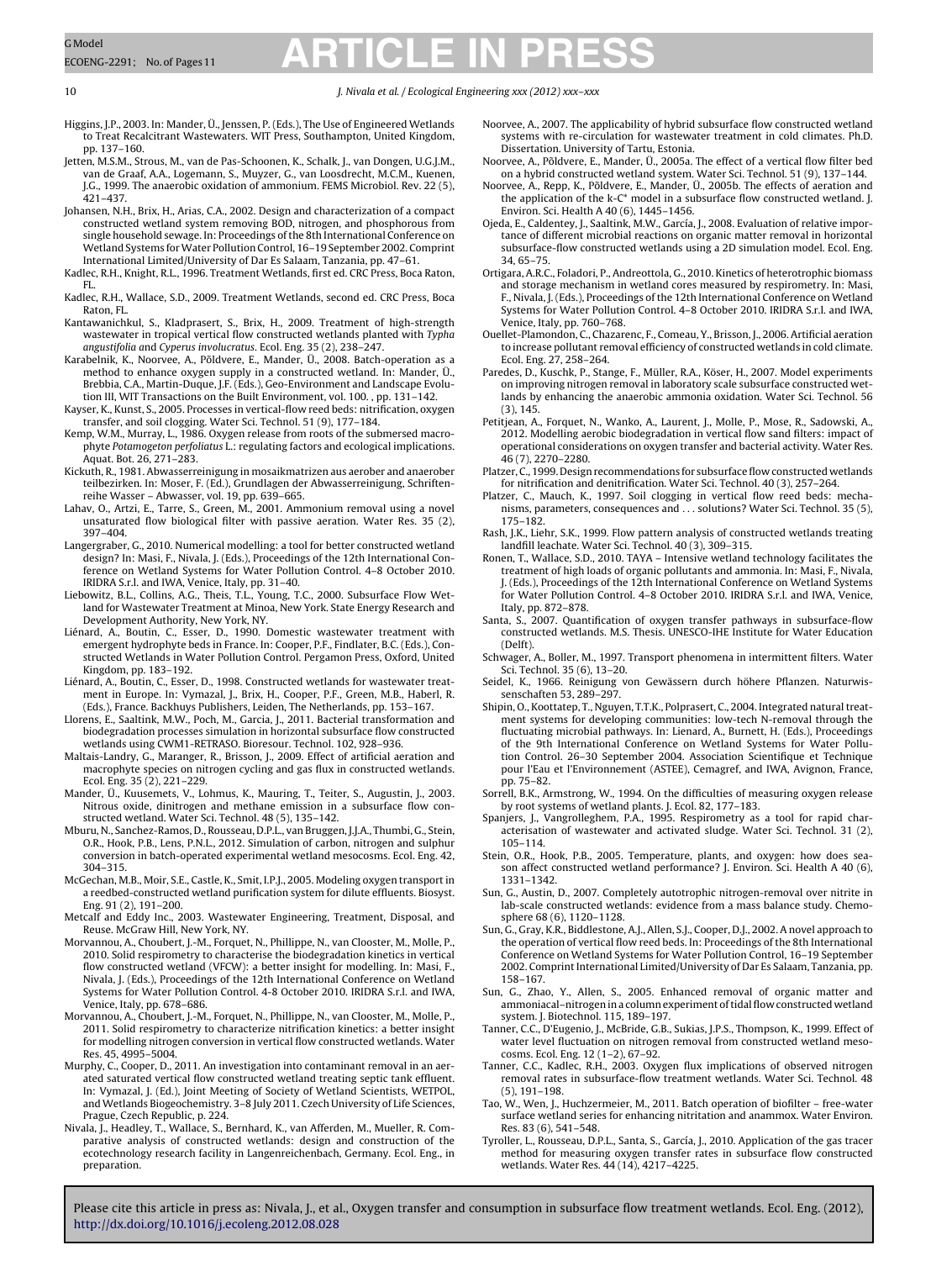Higgins, J.P., 2003. In: Mander, Ü., Jenssen, P. (Eds.), The Use of Engineered Wetlands to Treat Recalcitrant Wastewaters. WIT Press, Southampton, United Kingdom, pp. 137–160.

Jetten, M.S.M., Strous, M., van de Pas-Schoonen, K., Schalk, J., van Dongen, U.G.J.M., van de Graaf, A.A., Logemann, S., Muyzer, G., van Loosdrecht, M.C.M., Kuenen, J.G., 1999. The anaerobic oxidation of ammonium. FEMS Microbiol. Rev. 22 (5), 421–437.

Johansen, N.H., Brix, H., Arias, C.A., 2002. Design and characterization of a compact constructed wetland system removing BOD, nitrogen, and phosphorous from single household sewage. In: Proceedings of the 8th International Conference on Wetland Systems for Water Pollution Control, 16–19 September 2002. Comprint International Limited/University of Dar Es Salaam, Tanzania, pp. 47–61.

Kadlec, R.H., Knight, R.L., 1996. Treatment Wetlands, first ed. CRC Press, Boca Raton, FL.

Kadlec, R.H., Wallace, S.D., 2009. Treatment Wetlands, second ed. CRC Press, Boca Raton, FL.

Kantawanichkul, S., Kladprasert, S., Brix, H., 2009. Treatment of high-strength wastewater in tropical vertical flow constructed wetlands planted with *Typha angustifolia* and *Cyperus involucratus*. Ecol. Eng. 35 (2), 238–247.

Karabelnik, K., Noorvee, A., Põldvere, E., Mander, Ü., 2008. Batch-operation as a method to enhance oxygen supply in a constructed wetland. In: Mander, Ü., Brebbia, C.A., Martin-Duque, J.F. (Eds.), Geo-Environment and Landscape Evolution III, WIT Transactions on the Built Environment, vol. 100. , pp. 131–142.

Kayser, K., Kunst, S., 2005. Processes in vertical-flow reed beds: nitrification, oxygen transfer, and soil clogging. Water Sci. Technol. 51 (9), 177–184.

Kemp, W.M., Murray, L., 1986. Oxygen release from roots of the submersed macrophyte *Potamogeton perfoliatus* L.: regulating factors and ecological implications. Aquat. Bot. 26, 271–283.

Kickuth, R., 1981. Abwasserreinigung in mosaikmatrizen aus aerober und anaerober teilbezirken. In: Moser, F. (Ed.), Grundlagen der Abwasserreinigung, Schriftenreihe Wasser – Abwasser, vol. 19, pp. 639–665.

Lahav, O., Artzi, E., Tarre, S., Green, M., 2001. Ammonium removal using a novel unsaturated flow biological filter with passive aeration. Water Res. 35 (2), 397–404.

Langergraber, G., 2010. Numerical modelling: a tool for better constructed wetland design? In: Masi, F., Nivala, J. (Eds.), Proceedings of the 12th International Conference on Wetland Systems for Water Pollution Control. 4–8 October 2010. IRIDRA S.r.l. and IWA, Venice, Italy, pp. 31–40.

Liebowitz, B.L., Collins, A.G., Theis, T.L., Young, T.C., 2000. Subsurface Flow Wetland for Wastewater Treatment at Minoa, New York. State Energy Research and Development Authority, New York, NY.

Liénard, A., Boutin, C., Esser, D., 1990. Domestic wastewater treatment with emergent hydrophyte beds in France. In: Cooper, P.F., Findlater, B.C. (Eds.), Constructed Wetlands in Water Pollution Control. Pergamon Press, Oxford, United Kingdom, pp. 183–192.

Liénard, A., Boutin, C., Esser, D., 1998. Constructed wetlands for wastewater treatment in Europe. In: Vymazal, J., Brix, H., Cooper, P.F., Green, M.B., Haberl, R. (Eds.), France. Backhuys Publishers, Leiden, The Netherlands, pp. 153–167.

Llorens, E., Saaltink, M.W., Poch, M., Garcia, J., 2011. Bacterial transformation and biodegradation processes simulation in horizontal subsurface flow constructed wetlands using CWM1-RETRASO. Bioresour. Technol. 102, 928–936.

Maltais-Landry, G., Maranger, R., Brisson, J., 2009. Effect of artificial aeration and macrophyte species on nitrogen cycling and gas flux in constructed wetlands. Ecol. Eng. 35 (2), 221–229.

Mander, Ü., Kuusemets, V., Lohmus, K., Mauring, T., Teiter, S., Augustin, J., 2003. Nitrous oxide, dinitrogen and methane emission in a subsurface flow constructed wetland. Water Sci. Technol. 48 (5), 135–142.

Mburu, N., Sanchez-Ramos, D., Rousseau, D.P.L., van Bruggen, J.J.A., Thumbi, G., Stein, O.R., Hook, P.B., Lens, P.N.L., 2012. Simulation of carbon, nitrogen and sulphur conversion in batch-operated experimental wetland mesocosms. Ecol. Eng. 42, 304–315.

McGechan, M.B., Moir, S.E., Castle, K., Smit, I.P.J., 2005. Modeling oxygen transport in a reedbed-constructed wetland purification system for dilute effluents. Biosyst. Eng. 91 (2), 191–200.

Metcalf and Eddy Inc., 2003. Wastewater Engineering, Treatment, Disposal, and Reuse. McGraw Hill, New York, NY.

Morvannou, A., Choubert, J.-M., Forquet, N., Phillippe, N., van Clooster, M., Molle, P., 2010. Solid respirometry to characterise the biodegradation kinetics in vertical flow constructed wetland (VFCW): a better insight for modelling. In: Masi, F., Nivala, J. (Eds.), Proceedings of the 12th International Conference on Wetland Systems for Water Pollution Control. 4-8 October 2010. IRIDRA S.r.l. and IWA, Venice, Italy, pp. 678–686.

Morvannou, A., Choubert, J.-M., Forquet, N., Phillippe, N., van Clooster, M., Molle, P., 2011. Solid respirometry to characterize nitrification kinetics: a better insight for modelling nitrogen conversion in vertical flow constructed wetlands. Water Res. 45, 4995–5004.

Murphy, C., Cooper, D., 2011. An investigation into contaminant removal in an aerated saturated vertical flow constructed wetland treating septic tank effluent. In: Vymazal, J. (Ed.), Joint Meeting of Society of Wetland Scientists, WETPOL, and Wetlands Biogeochemistry. 3–8 July 2011. Czech University of Life Sciences, Prague, Czech Republic, p. 224.

Nivala, J., Headley, T., Wallace, S., Bernhard, K., van Afferden, M., Mueller, R. Comparative analysis of constructed wetlands: design and construction of the ecotechnology research facility in Langenreichenbach, Germany. Ecol. Eng., in preparation.

Noorvee, A., 2007. The applicability of hybrid subsurface flow constructed wetland systems with re-circulation for wastewater treatment in cold climates. Ph.D. Dissertation. University of Tartu, Estonia.

Noorvee, A., Põldvere, E., Mander, Ü., 2005a. The effect of a vertical flow filter bed on a hybrid constructed wetland system. Water Sci. Technol. 51 (9), 137–144.

Noorvee, A., Repp, K., Põldvere, E., Mander, Ü., 2005b. The effects of aeration and the application of the k-C* model in a subsurface flow constructed wetland. J. Environ. Sci. Health A 40 (6), 1445–1456.

Ojeda, E., Caldentey, J., Saaltink, M.W., García, J., 2008. Evaluation of relative importance of different microbial reactions on organic matter removal in horizontal subsurface-flow constructed wetlands using a 2D simulation model. Ecol. Eng. 34, 65–75.

Ortigara, A.R.C., Foladori, P., Andreottola, G., 2010. Kinetics of heterotrophic biomass and storage mechanism in wetland cores measured by respirometry. In: Masi, F., Nivala, J. (Eds.), Proceedings of the 12th International Conference on Wetland Systems for Water Pollution Control. 4–8 October 2010. IRIDRA S.r.l. and IWA, Venice, Italy, pp. 760–768.

Ouellet-Plamondon, C., Chazarenc, F., Comeau, Y., Brisson, J., 2006. Artificial aeration to increase pollutant removal efficiency of constructed wetlands in cold climate. Ecol. Eng. 27, 258–264.

Paredes, D., Kuschk, P., Stange, F., Müller, R.A., Köser, H., 2007. Model experiments on improving nitrogen removal in laboratory scale subsurface constructed wetlands by enhancing the anaerobic ammonia oxidation. Water Sci. Technol. 56 (3), 145.

Petitjean, A., Forquet, N., Wanko, A., Laurent, J., Molle, P., Mose, R., Sadowski, A., 2012. Modelling aerobic biodegradation in vertical flow sand filters: impact of operational considerations on oxygen transfer and bacterial activity. Water Res. 46 (7), 2270–2280.

Platzer, C., 1999. Design recommendations for subsurface flow constructed wetlands for nitrification and denitrification. Water Sci. Technol. 40 (3), 257–264.

Platzer, C., Mauch, K., 1997. Soil clogging in vertical flow reed beds: mechanisms, parameters, consequences and . . . solutions? Water Sci. Technol. 35 (5), 175–182.

Rash, J.K., Liehr, S.K., 1999. Flow pattern analysis of constructed wetlands treating landfill leachate. Water Sci. Technol. 40 (3), 309–315.

Ronen, T., Wallace, S.D., 2010. TAYA – Intensive wetland technology facilitates the treatment of high loads of organic pollutants and ammonia. In: Masi, F., Nivala, J. (Eds.), Proceedings of the 12th International Conference on Wetland Systems for Water Pollution Control. 4–8 October 2010. IRIDRA S.r.l. and IWA, Venice, Italy, pp. 872–878.

Santa, S., 2007. Quantification of oxygen transfer pathways in subsurface-flow constructed wetlands. M.S. Thesis. UNESCO-IHE Institute for Water Education (Delft).

Schwager, A., Boller, M., 1997. Transport phenomena in intermittent filters. Water Sci. Technol. 35 (6), 13–20.

Seidel, K., 1966. Reinigung von Gewässern durch höhere Pflanzen. Naturwissenschaften 53, 289–297.

Shipin, O., Koottatep, T., Nguyen, T.T.K., Polprasert, C., 2004. Integrated natural treatment systems for developing communities: low-tech N-removal through the fluctuating microbial pathways. In: Lienard, A., Burnett, H. (Eds.), Proceedings of the 9th International Conference on Wetland Systems for Water Pollution Control. 26–30 September 2004. Association Scientifique et Technique pour l'Eau et l'Environnement (ASTEE), Cemagref, and IWA, Avignon, France, pp. 75–82.

Sorrell, B.K., Armstrong, W., 1994. On the difficulties of measuring oxygen release by root systems of wetland plants. J. Ecol. 82, 177–183.

Spanjers, J., Vangrolleghem, P.A., 1995. Respirometry as a tool for rapid characterisation of wastewater and activated sludge. Water Sci. Technol. 31 (2), 105–114.

Stein, O.R., Hook, P.B., 2005. Temperature, plants, and oxygen: how does season affect constructed wetland performance? J. Environ. Sci. Health A 40 (6), 1331–1342.

Sun, G., Austin, D., 2007. Completely autotrophic nitrogen-removal over nitrite in lab-scale constructed wetlands: evidence from a mass balance study. Chemosphere 68 (6), 1120–1128.

Sun, G., Gray, K.R., Biddlestone, A.J., Allen, S.J., Cooper, D.J., 2002. A novel approach to the operation of vertical flow reed beds. In: Proceedings of the 8th International Conference on Wetland Systems for Water Pollution Control, 16–19 September 2002. Comprint International Limited/University of Dar Es Salaam, Tanzania, pp. 158–167.

Sun, G., Zhao, Y., Allen, S., 2005. Enhanced removal of organic matter and ammoniacal–nitrogen in a column experiment of tidal flow constructed wetland system. J. Biotechnol. 115, 189–197.

Tanner, C.C., D'Eugenio, J., McBride, G.B., Sukias, J.P.S., Thompson, K., 1999. Effect of water level fluctuation on nitrogen removal from constructed wetland mesocosms. Ecol. Eng. 12 (1–2), 67–92.

Tanner, C.C., Kadlec, R.H., 2003. Oxygen flux implications of observed nitrogen removal rates in subsurface-flow treatment wetlands. Water Sci. Technol. 48 (5), 191–198.

Tao, W., Wen, J., Huchzermeier, M., 2011. Batch operation of biofilter – free-water surface wetland series for enhancing nitritation and anammox. Water Environ. Res. 83 (6), 541–548.

Tyroller, L., Rousseau, D.P.L., Santa, S., García, J., 2010. Application of the gas tracer method for measuring oxygen transfer rates in subsurface flow constructed wetlands. Water Res. 44 (14), 4217–4225.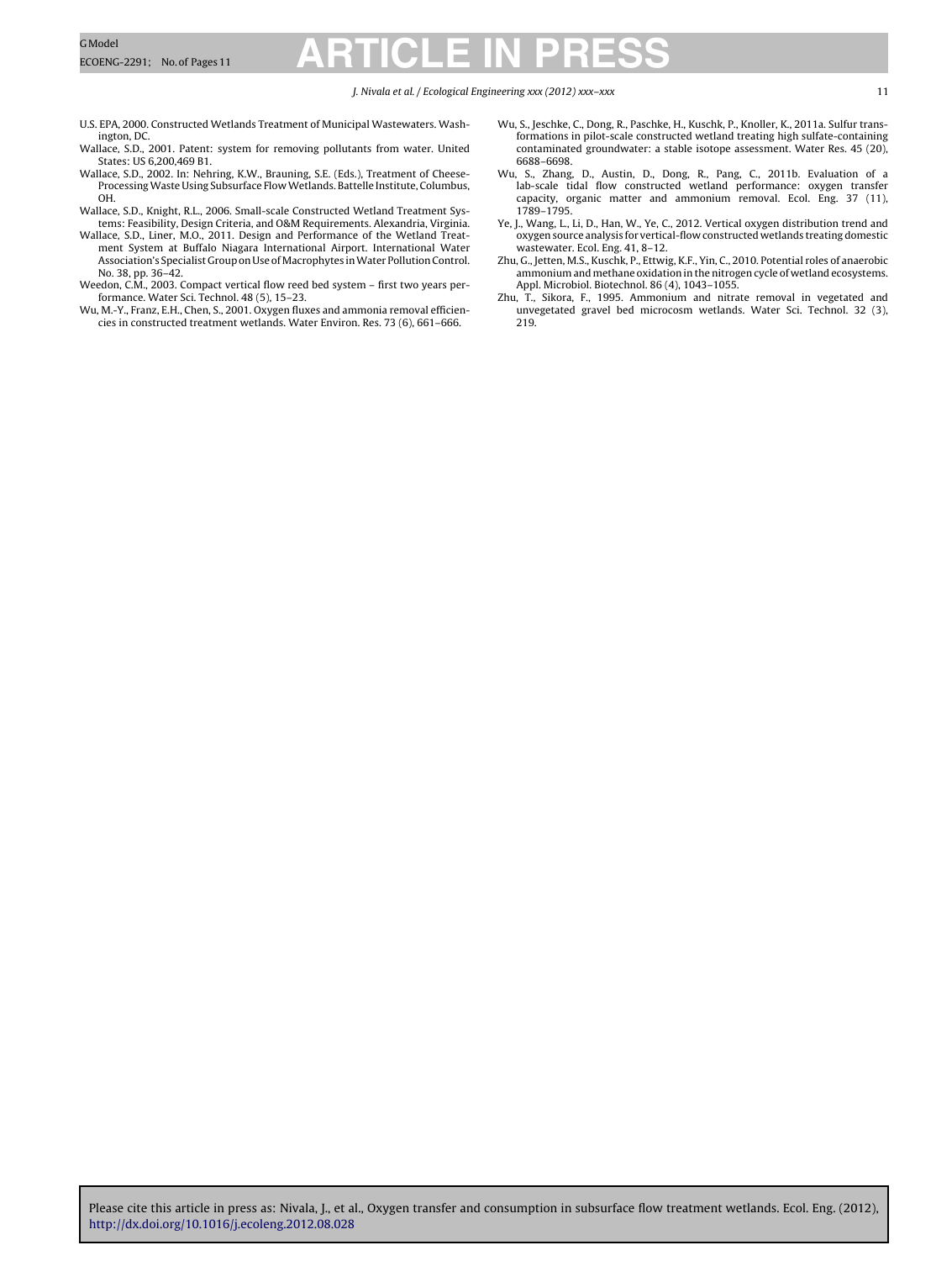U.S. EPA, 2000. Constructed Wetlands Treatment of Municipal Wastewaters. Washington, DC.

Wallace, S.D., 2001. Patent: system for removing pollutants from water. United States: US 6,200,469 B1.

Wallace, S.D., 2002. In: Nehring, K.W., Brauning, S.E. (Eds.), Treatment of Cheese-Processing Waste Using Subsurface Flow Wetlands. Battelle Institute, Columbus, OH.

Wallace, S.D., Knight, R.L., 2006. Small-scale Constructed Wetland Treatment Systems: Feasibility, Design Criteria, and O&M Requirements. Alexandria, Virginia.

Wallace, S.D., Liner, M.O., 2011. Design and Performance of the Wetland Treatment System at Buffalo Niagara International Airport. International Water Association's Specialist Group on Use of Macrophytes in Water Pollution Control. No. 38, pp. 36–42.

Weedon, C.M., 2003. Compact vertical flow reed bed system – first two years performance. Water Sci. Technol. 48 (5), 15–23.

Wu, M.-Y., Franz, E.H., Chen, S., 2001. Oxygen fluxes and ammonia removal efficiencies in constructed treatment wetlands. Water Environ. Res. 73 (6), 661–666.

Wu, S., Jeschke, C., Dong, R., Paschke, H., Kuschk, P., Knoller, K., 2011a. Sulfur transformations in pilot-scale constructed wetland treating high sulfate-containing contaminated groundwater: a stable isotope assessment. Water Res. 45 (20), 6688–6698.

Wu, S., Zhang, D., Austin, D., Dong, R., Pang, C., 2011b. Evaluation of a lab-scale tidal flow constructed wetland performance: oxygen transfer capacity, organic matter and ammonium removal. Ecol. Eng. 37 (11), 1789–1795.

Ye, J., Wang, L., Li, D., Han, W., Ye, C., 2012. Vertical oxygen distribution trend and oxygen source analysis for vertical-flow constructed wetlands treating domestic wastewater. Ecol. Eng. 41, 8–12.

Zhu, G., Jetten, M.S., Kuschk, P., Ettwig, K.F., Yin, C., 2010. Potential roles of anaerobic ammonium and methane oxidation in the nitrogen cycle of wetland ecosystems. Appl. Microbiol. Biotechnol. 86 (4), 1043–1055.

Zhu, T., Sikora, F., 1995. Ammonium and nitrate removal in vegetated and unvegetated gravel bed microcosm wetlands. Water Sci. Technol. 32 (3), 219.

Please cite this article in press as: Nivala, J., et al., Oxygen transfer and consumption in subsurface flow treatment wetlands. Ecol. Eng. (2012), http://dx.doi.org/10.1016/j.ecoleng.2012.08.028